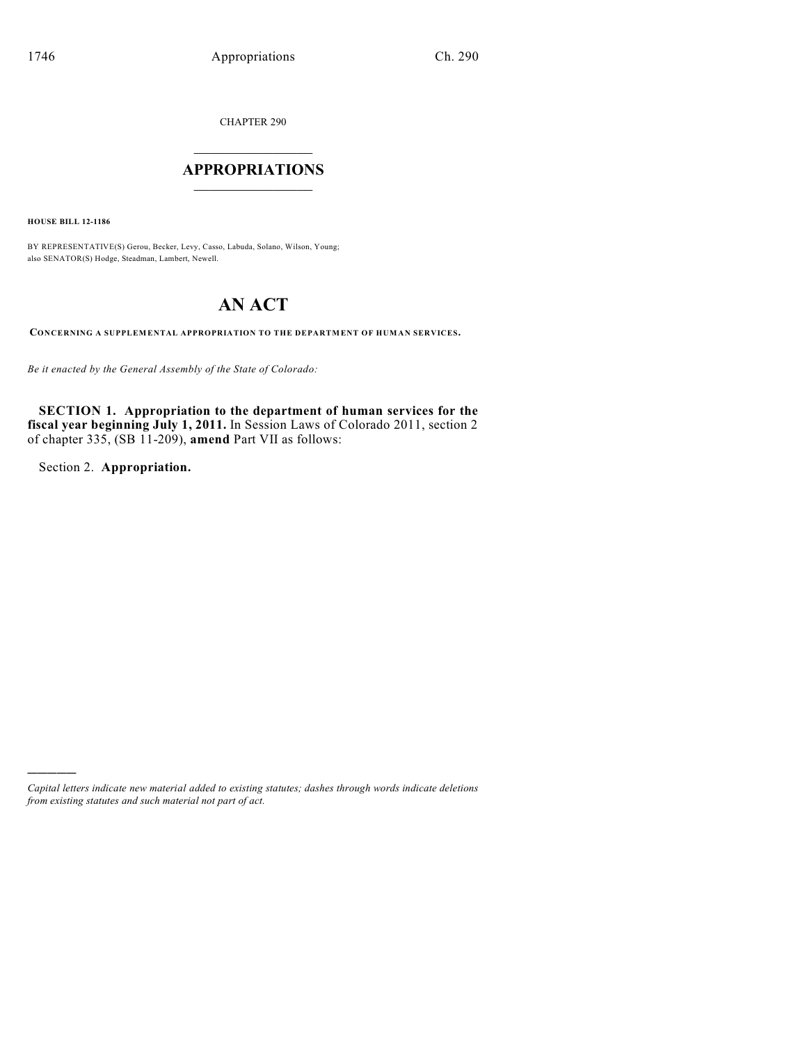CHAPTER 290

# APPROPRIATIONS

**HOUSE BILL 12-1186**

BY REPRESENTATIVE(S) Gerou, Becker, Levy, Casso, Labuda, Solano, Wilson, Young; also SENATOR(S) Hodge, Steadman, Lambert, Newell.

# AN ACT

**CONCERNING A SUPPLEMENTAL APPROPRIATION TO THE DEPARTMENT OF HUMAN SERVICES.**

*Be it enacted by the General Assembly of the State of Colorado:*

**SECTION 1. Appropriation to the department of human services for the fiscal year beginning July 1, 2011.** In Session Laws of Colorado 2011, section 2 of chapter 335, (SB 11-209), **amend** Part VII as follows:

Section 2. **Appropriation.**

---

*Capital letters indicate new material added to existing statutes; dashes through words indicate deletions from existing statutes and such material not part of act.*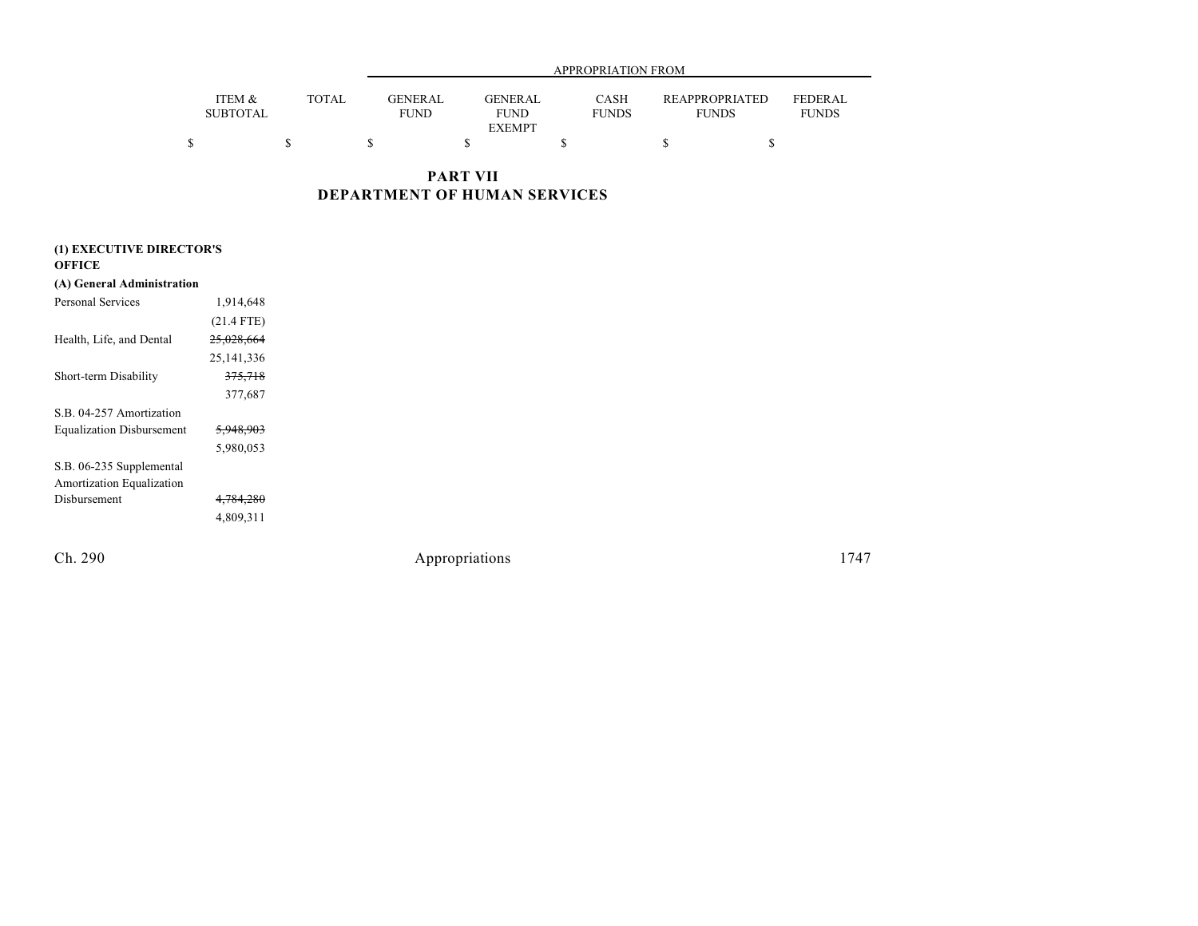| | ITEM & SUBTOTAL | TOTAL | APPROPRIATION FROM GENERAL FUND | GENERAL FUND EXEMPT | CASH FUNDS | REAPPROPRIATED FUNDS | FEDERAL FUNDS |
|---|---|---|---|---|---|---|---|
| | $ | $ | $ | $ | $ | $ | $ |

## PART VII
## DEPARTMENT OF HUMAN SERVICES

| | ITEM & SUBTOTAL | TOTAL | GENERAL FUND | GENERAL FUND EXEMPT | CASH FUNDS | REAPPROPRIATED FUNDS | FEDERAL FUNDS |
|---|---|---|---|---|---|---|---|
| **(1) EXECUTIVE DIRECTOR'S OFFICE** | | | | | | | |
| **(A) General Administration** | | | | | | | |
| Personal Services | 1,914,648 | | | | | | |
| | (21.4 FTE) | | | | | | |
| Health, Life, and Dental | ~~25,028,664~~ | | | | | | |
| | 25,141,336 | | | | | | |
| Short-term Disability | ~~375,718~~ | | | | | | |
| | 377,687 | | | | | | |
| S.B. 04-257 Amortization Equalization Disbursement | ~~5,948,903~~ | | | | | | |
| | 5,980,053 | | | | | | |
| S.B. 06-235 Supplemental Amortization Equalization Disbursement | ~~4,784,280~~ | | | | | | |
| | 4,809,311 | | | | | | |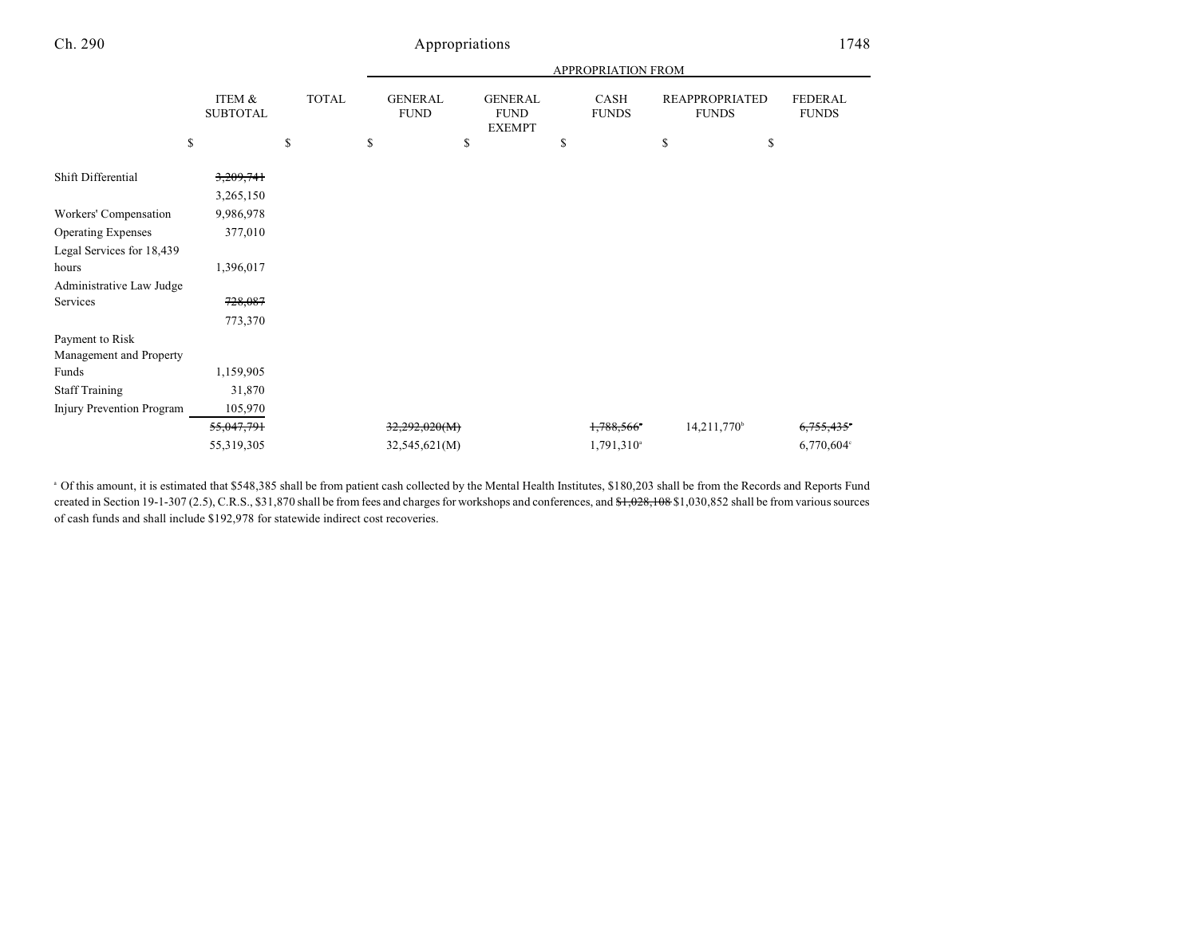| | ITEM & SUBTOTAL | TOTAL | APPROPRIATION FROM | | | | |
|---|---|---|---|---|---|---|---|
| | | | GENERAL FUND | GENERAL FUND EXEMPT | CASH FUNDS | REAPPROPRIATED FUNDS | FEDERAL FUNDS |
| | $ | $ | $ | $ | $ | $ | $ |
| Shift Differential | ~~3,209,741~~ | | | | | | |
| | 3,265,150 | | | | | | |
| Workers' Compensation | 9,986,978 | | | | | | |
| Operating Expenses | 377,010 | | | | | | |
| Legal Services for 18,439 hours | 1,396,017 | | | | | | |
| Administrative Law Judge Services | ~~728,087~~ | | | | | | |
| | 773,370 | | | | | | |
| Payment to Risk Management and Property Funds | 1,159,905 | | | | | | |
| Staff Training | 31,870 | | | | | | |
| Injury Prevention Program | 105,970 | | | | | | |
| | ~~55,047,791~~ | | ~~32,292,020(M)~~ | | ~~1,788,566~~[a] | 14,211,770[b] | ~~6,755,435~~[c] |
| | 55,319,305 | | 32,545,621(M) | | 1,791,310[a] | | 6,770,604[c] |

[a] Of this amount, it is estimated that $548,385 shall be from patient cash collected by the Mental Health Institutes, $180,203 shall be from the Records and Reports Fund created in Section 19-1-307 (2.5), C.R.S., $31,870 shall be from fees and charges for workshops and conferences, and ~~$1,028,108~~ $1,030,852 shall be from various sources of cash funds and shall include $192,978 for statewide indirect cost recoveries.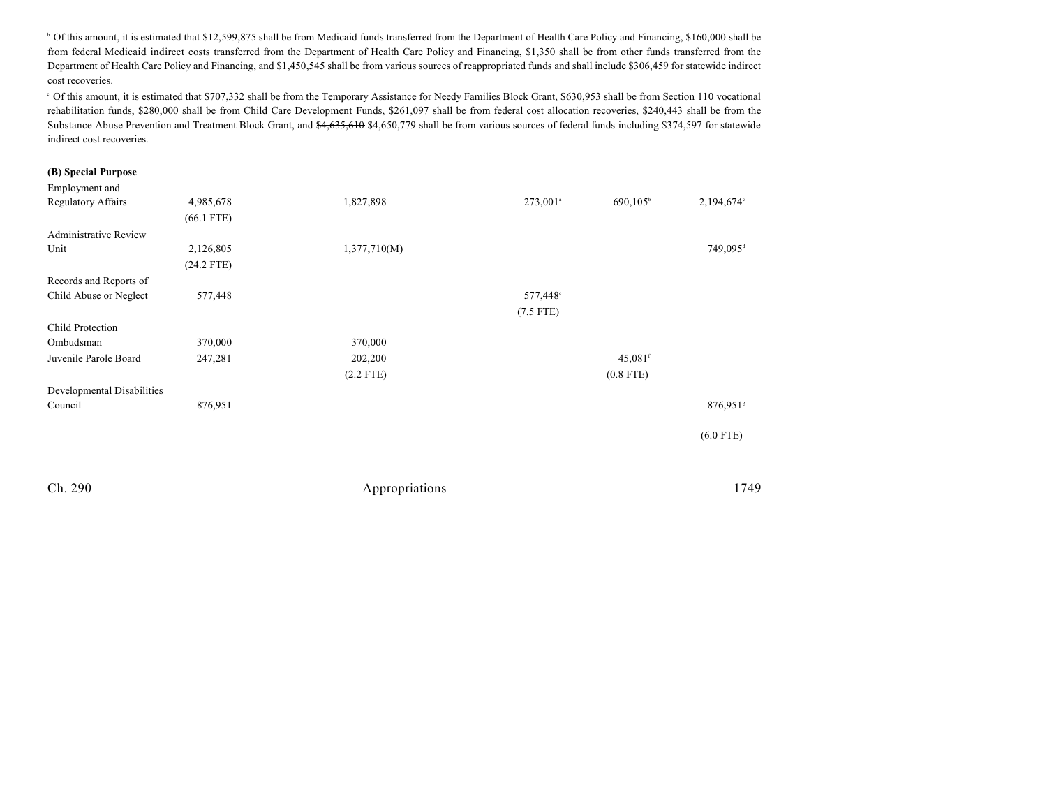[b] Of this amount, it is estimated that $12,599,875 shall be from Medicaid funds transferred from the Department of Health Care Policy and Financing, $160,000 shall be from federal Medicaid indirect costs transferred from the Department of Health Care Policy and Financing, $1,350 shall be from other funds transferred from the Department of Health Care Policy and Financing, and $1,450,545 shall be from various sources of reappropriated funds and shall include $306,459 for statewide indirect cost recoveries.

[c] Of this amount, it is estimated that $707,332 shall be from the Temporary Assistance for Needy Families Block Grant, $630,953 shall be from Section 110 vocational rehabilitation funds, $280,000 shall be from Child Care Development Funds, $261,097 shall be from federal cost allocation recoveries, $240,443 shall be from the Substance Abuse Prevention and Treatment Block Grant, and ~~$4,635,610~~ $4,650,779 shall be from various sources of federal funds including $374,597 for statewide indirect cost recoveries.

**(B) Special Purpose**

| | | | | | | |
|---|---|---|---|---|---|---|
| Employment and Regulatory Affairs | 4,985,678 (66.1 FTE) | | 1,827,898 | 273,001[a] | 690,105[b] | 2,194,674[c] |
| Administrative Review Unit | 2,126,805 (24.2 FTE) | | 1,377,710(M) | | | 749,095[d] |
| Records and Reports of Child Abuse or Neglect | 577,448 | | | 577,448[e] (7.5 FTE) | | |
| Child Protection Ombudsman | 370,000 | | 370,000 | | | |
| Juvenile Parole Board | 247,281 | | 202,200 (2.2 FTE) | | 45,081[f] (0.8 FTE) | |
| Developmental Disabilities Council | 876,951 | | | | | 876,951[g] (6.0 FTE) |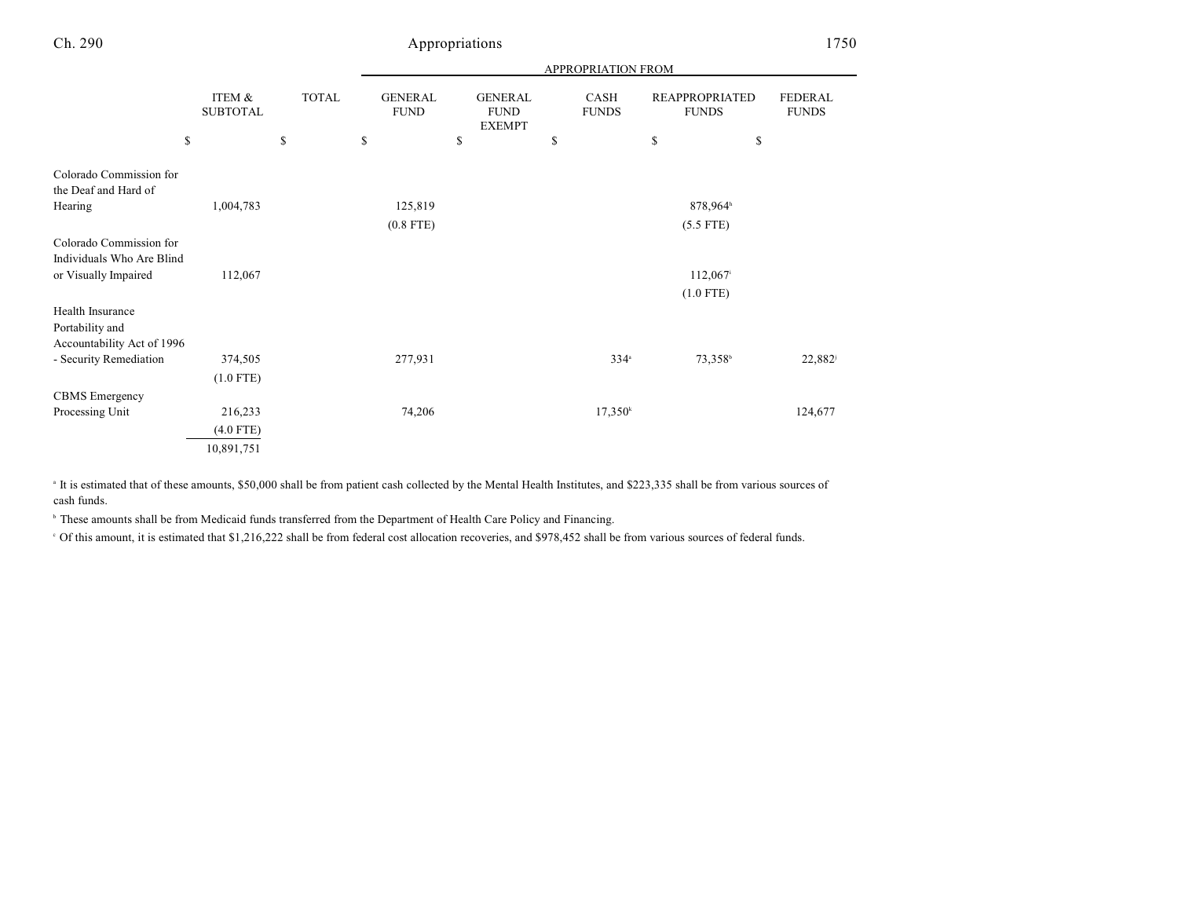| | ITEM & SUBTOTAL | TOTAL | GENERAL FUND | GENERAL FUND EXEMPT | CASH FUNDS | REAPPROPRIATED FUNDS | FEDERAL FUNDS |
|---|---|---|---|---|---|---|---|
| | | | APPROPRIATION FROM | | | | |
| | $ | $ | $ | $ | $ | $ | $ |
| Colorado Commission for the Deaf and Hard of Hearing | 1,004,783 | | 125,819 | | | 878,964[h] | |
| | | | (0.8 FTE) | | | (5.5 FTE) | |
| Colorado Commission for Individuals Who Are Blind or Visually Impaired | 112,067 | | | | | 112,067[i] | |
| | | | | | | (1.0 FTE) | |
| Health Insurance Portability and Accountability Act of 1996 - Security Remediation | 374,505 | | 277,931 | | 334[a] | 73,358[b] | 22,882[j] |
| | (1.0 FTE) | | | | | | |
| CBMS Emergency Processing Unit | 216,233 | | 74,206 | | 17,350[k] | | 124,677 |
| | (4.0 FTE) | | | | | | |
| | 10,891,751 | | | | | | |

[a] It is estimated that of these amounts, $50,000 shall be from patient cash collected by the Mental Health Institutes, and $223,335 shall be from various sources of cash funds.

[b] These amounts shall be from Medicaid funds transferred from the Department of Health Care Policy and Financing.

[c] Of this amount, it is estimated that $1,216,222 shall be from federal cost allocation recoveries, and $978,452 shall be from various sources of federal funds.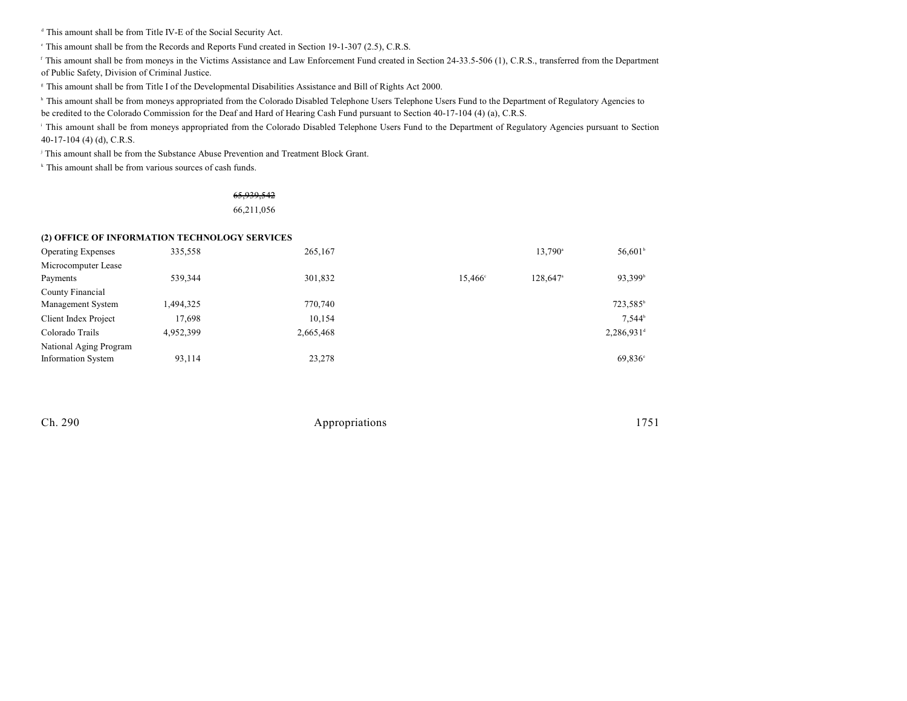[d] This amount shall be from Title IV-E of the Social Security Act.

[e] This amount shall be from the Records and Reports Fund created in Section 19-1-307 (2.5), C.R.S.

[f] This amount shall be from moneys in the Victims Assistance and Law Enforcement Fund created in Section 24-33.5-506 (1), C.R.S., transferred from the Department of Public Safety, Division of Criminal Justice.

[g] This amount shall be from Title I of the Developmental Disabilities Assistance and Bill of Rights Act 2000.

[h] This amount shall be from moneys appropriated from the Colorado Disabled Telephone Users Telephone Users Fund to the Department of Regulatory Agencies to be credited to the Colorado Commission for the Deaf and Hard of Hearing Cash Fund pursuant to Section 40-17-104 (4) (a), C.R.S.

[i] This amount shall be from moneys appropriated from the Colorado Disabled Telephone Users Fund to the Department of Regulatory Agencies pursuant to Section 40-17-104 (4) (d), C.R.S.

[j] This amount shall be from the Substance Abuse Prevention and Treatment Block Grant.

[k] This amount shall be from various sources of cash funds.

~~65,939,542~~
66,211,056

**(2) OFFICE OF INFORMATION TECHNOLOGY SERVICES**

| | | | | | | |
|---|---|---|---|---|---|---|
| Operating Expenses | 335,558 | | 265,167 | | 13,790[a] | 56,601[b] |
| Microcomputer Lease Payments | 539,344 | | 301,832 | 15,466[c] | 128,647[a] | 93,399[b] |
| County Financial Management System | 1,494,325 | | 770,740 | | | 723,585[b] |
| Client Index Project | 17,698 | | 10,154 | | | 7,544[b] |
| Colorado Trails | 4,952,399 | | 2,665,468 | | | 2,286,931[d] |
| National Aging Program Information System | 93,114 | | 23,278 | | | 69,836[e] |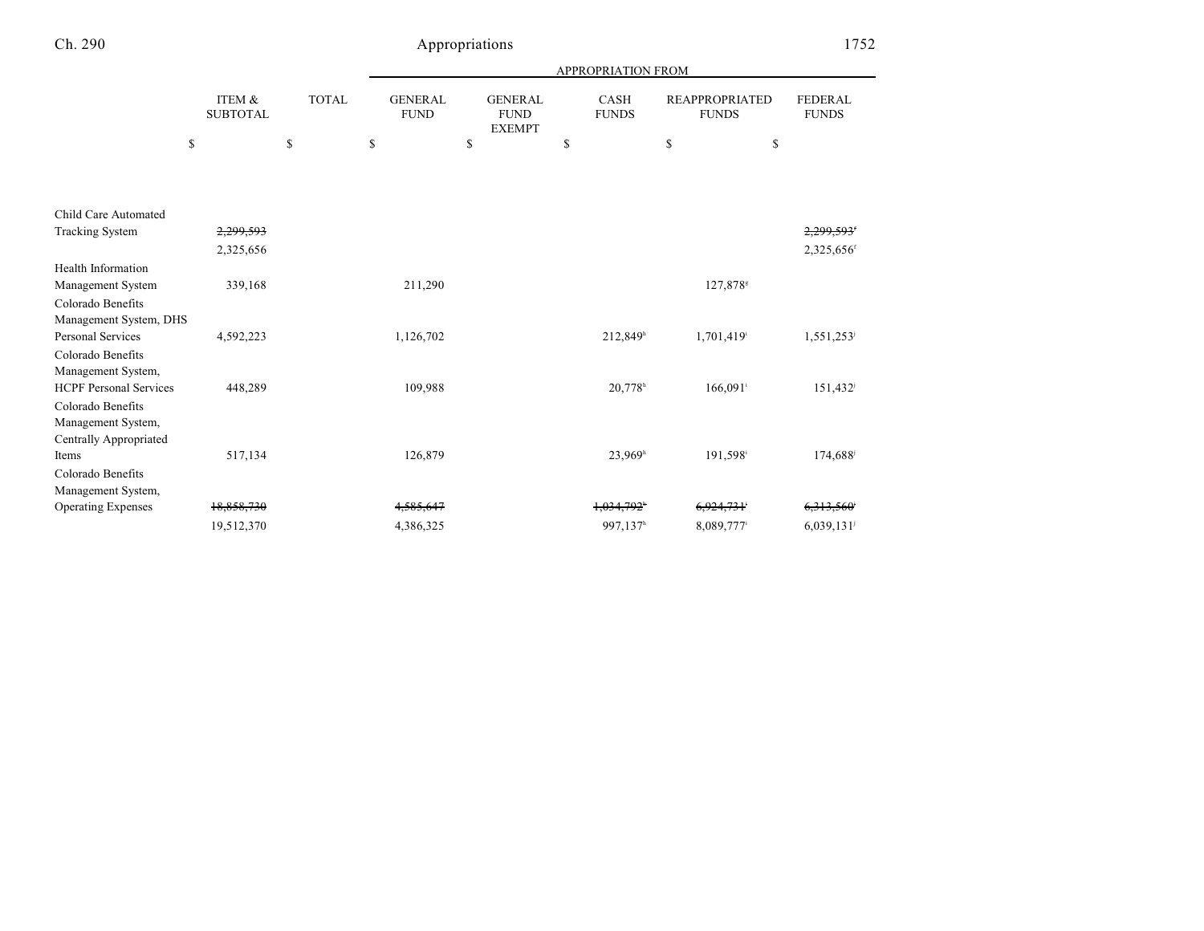| | ITEM & SUBTOTAL | TOTAL | GENERAL FUND | GENERAL FUND EXEMPT | CASH FUNDS | REAPPROPRIATED FUNDS | FEDERAL FUNDS |
|---|---|---|---|---|---|---|---|
| | | | APPROPRIATION FROM | | | | |
| | $ | $ | $ | $ | $ | $ | $ |
| Child Care Automated Tracking System | ~~2,299,593~~ | | | | | | ~~2,299,593~~[f] |
| | 2,325,656 | | | | | | 2,325,656[f] |
| Health Information Management System | 339,168 | | 211,290 | | | 127,878[g] | |
| Colorado Benefits Management System, DHS Personal Services | 4,592,223 | | 1,126,702 | | 212,849[h] | 1,701,419[i] | 1,551,253[j] |
| Colorado Benefits Management System, HCPF Personal Services | 448,289 | | 109,988 | | 20,778[h] | 166,091[i] | 151,432[j] |
| Colorado Benefits Management System, Centrally Appropriated Items | 517,134 | | 126,879 | | 23,969[h] | 191,598[i] | 174,688[j] |
| Colorado Benefits Management System, Operating Expenses | ~~18,858,730~~ | | ~~4,585,647~~ | | ~~1,034,792~~[h] | ~~6,924,731~~[i] | ~~6,313,560~~[j] |
| | 19,512,370 | | 4,386,325 | | 997,137[h] | 8,089,777[i] | 6,039,131[j] |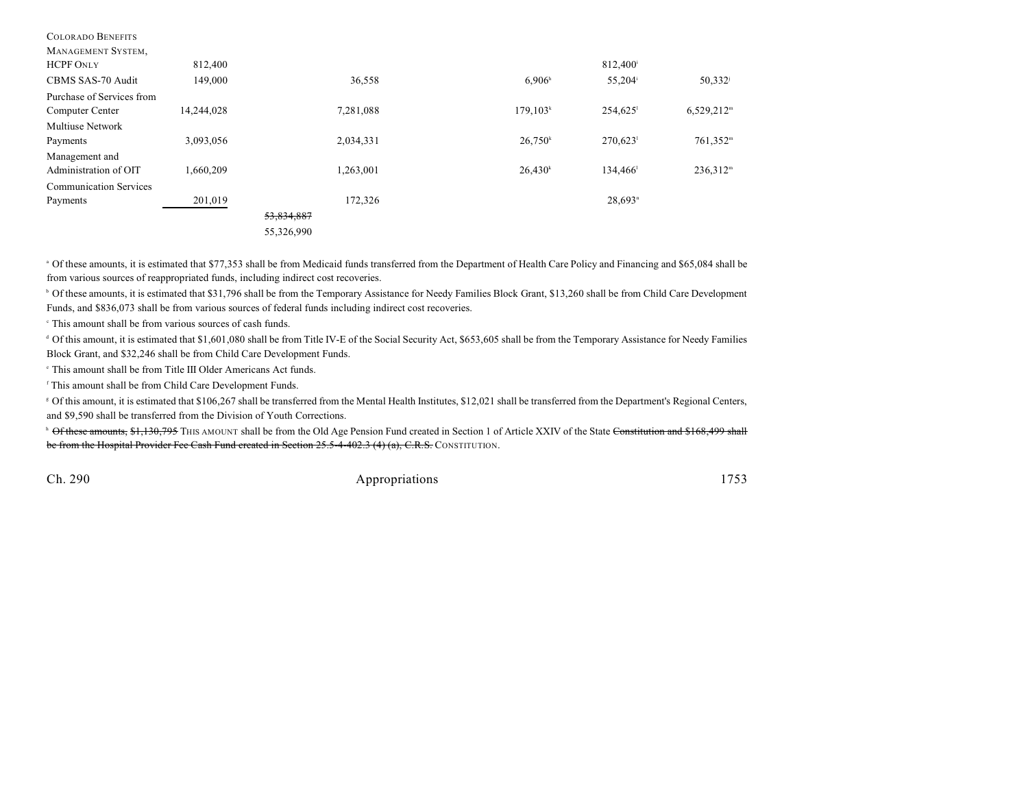| | | | | | | |
|---|---|---|---|---|---|---|
| COLORADO BENEFITS MANAGEMENT SYSTEM, HCPF ONLY | 812,400 | | | | 812,400[i] | |
| CBMS SAS-70 Audit | 149,000 | | 36,558 | 6,906[h] | 55,204[i] | 50,332[j] |
| Purchase of Services from Computer Center | 14,244,028 | | 7,281,088 | 179,103[k] | 254,625[l] | 6,529,212[m] |
| Multiuse Network Payments | 3,093,056 | | 2,034,331 | 26,750[k] | 270,623[l] | 761,352[m] |
| Management and Administration of OIT | 1,660,209 | | 1,263,001 | 26,430[k] | 134,466[l] | 236,312[m] |
| Communication Services Payments | 201,019 | | 172,326 | | 28,693[n] | |
| | | ~~53,834,887~~ 55,326,990 | | | | |

[a] Of these amounts, it is estimated that $77,353 shall be from Medicaid funds transferred from the Department of Health Care Policy and Financing and $65,084 shall be from various sources of reappropriated funds, including indirect cost recoveries.

[b] Of these amounts, it is estimated that $31,796 shall be from the Temporary Assistance for Needy Families Block Grant, $13,260 shall be from Child Care Development Funds, and $836,073 shall be from various sources of federal funds including indirect cost recoveries.

[c] This amount shall be from various sources of cash funds.

[d] Of this amount, it is estimated that $1,601,080 shall be from Title IV-E of the Social Security Act, $653,605 shall be from the Temporary Assistance for Needy Families Block Grant, and $32,246 shall be from Child Care Development Funds.

[e] This amount shall be from Title III Older Americans Act funds.

[f] This amount shall be from Child Care Development Funds.

[g] Of this amount, it is estimated that $106,267 shall be transferred from the Mental Health Institutes, $12,021 shall be transferred from the Department's Regional Centers, and $9,590 shall be transferred from the Division of Youth Corrections.

[h] ~~Of these amounts, $1,130,795~~ THIS AMOUNT shall be from the Old Age Pension Fund created in Section 1 of Article XXIV of the State ~~Constitution and $168,499 shall be from the Hospital Provider Fee Cash Fund created in Section 25.5-4-402.3 (4) (a), C.R.S.~~ CONSTITUTION.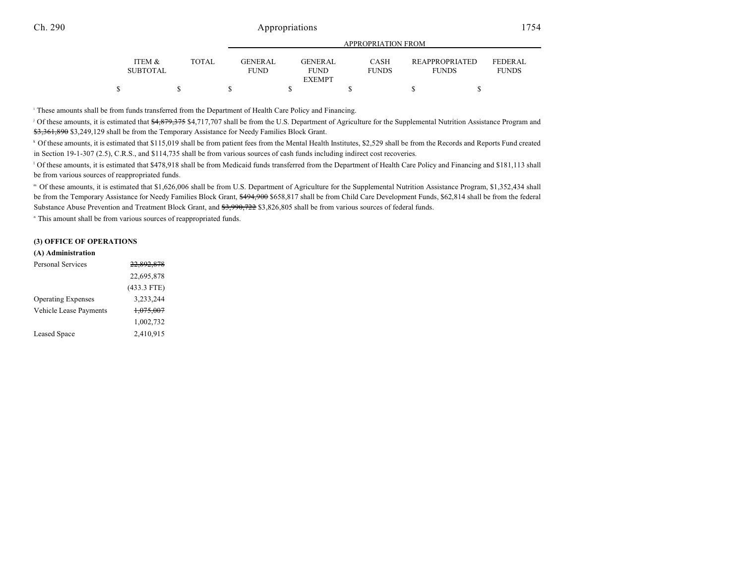| | ITEM & SUBTOTAL | TOTAL | APPROPRIATION FROM | | | | |
|---|---|---|---|---|---|---|---|
| | | | GENERAL FUND | GENERAL FUND EXEMPT | CASH FUNDS | REAPPROPRIATED FUNDS | FEDERAL FUNDS |
| | $ | $ | $ | $ | $ | $ | $ |

[i] These amounts shall be from funds transferred from the Department of Health Care Policy and Financing.

[j] Of these amounts, it is estimated that ~~$4,879,375~~ $4,717,707 shall be from the U.S. Department of Agriculture for the Supplemental Nutrition Assistance Program and ~~$3,361,890~~ $3,249,129 shall be from the Temporary Assistance for Needy Families Block Grant.

[k] Of these amounts, it is estimated that $115,019 shall be from patient fees from the Mental Health Institutes, $2,529 shall be from the Records and Reports Fund created in Section 19-1-307 (2.5), C.R.S., and $114,735 shall be from various sources of cash funds including indirect cost recoveries.

[l] Of these amounts, it is estimated that $478,918 shall be from Medicaid funds transferred from the Department of Health Care Policy and Financing and $181,113 shall be from various sources of reappropriated funds.

[m] Of these amounts, it is estimated that $1,626,006 shall be from U.S. Department of Agriculture for the Supplemental Nutrition Assistance Program, $1,352,434 shall be from the Temporary Assistance for Needy Families Block Grant, ~~$494,900~~ $658,817 shall be from Child Care Development Funds, $62,814 shall be from the federal Substance Abuse Prevention and Treatment Block Grant, and ~~$3,990,722~~ $3,826,805 shall be from various sources of federal funds.

[n] This amount shall be from various sources of reappropriated funds.

**(3) OFFICE OF OPERATIONS**

**(A) Administration**

| | ITEM & SUBTOTAL |
|---|---|
| Personal Services | ~~22,892,878~~ |
| | 22,695,878 |
| | (433.3 FTE) |
| Operating Expenses | 3,233,244 |
| Vehicle Lease Payments | ~~1,075,007~~ |
| | 1,002,732 |
| Leased Space | 2,410,915 |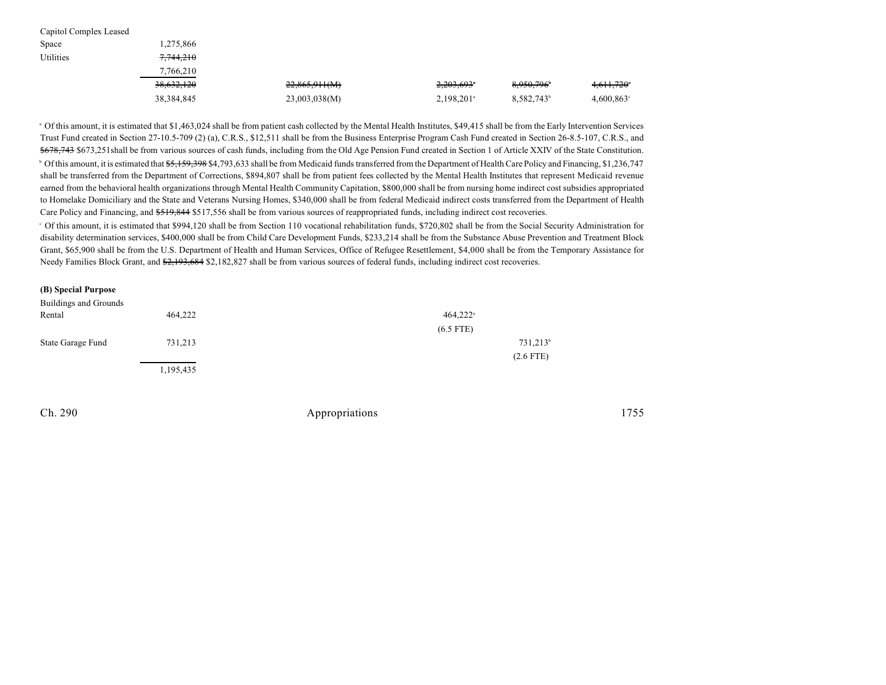| | | | | | |
|---|---|---|---|---|---|
| Capitol Complex Leased Space | 1,275,866 | | | | |
| Utilities | ~~7,744,210~~ | | | | |
| | 7,766,210 | | | | |
| | ~~38,632,120~~ | ~~22,865,911(M)~~ | ~~2,203,693~~[a] | ~~8,950,796~~[b] | ~~4,611,720~~[c] |
| | 38,384,845 | 23,003,038(M) | 2,198,201[a] | 8,582,743[b] | 4,600,863[c] |

[a] Of this amount, it is estimated that $1,463,024 shall be from patient cash collected by the Mental Health Institutes, $49,415 shall be from the Early Intervention Services Trust Fund created in Section 27-10.5-709 (2) (a), C.R.S., $12,511 shall be from the Business Enterprise Program Cash Fund created in Section 26-8.5-107, C.R.S., and ~~$678,743~~ $673,251shall be from various sources of cash funds, including from the Old Age Pension Fund created in Section 1 of Article XXIV of the State Constitution.

[b] Of this amount, it is estimated that ~~$5,159,398~~ $4,793,633 shall be from Medicaid funds transferred from the Department of Health Care Policy and Financing, $1,236,747 shall be transferred from the Department of Corrections, $894,807 shall be from patient fees collected by the Mental Health Institutes that represent Medicaid revenue earned from the behavioral health organizations through Mental Health Community Capitation, $800,000 shall be from nursing home indirect cost subsidies appropriated to Homelake Domiciliary and the State and Veterans Nursing Homes, $340,000 shall be from federal Medicaid indirect costs transferred from the Department of Health Care Policy and Financing, and ~~$519,844~~ $517,556 shall be from various sources of reappropriated funds, including indirect cost recoveries.

[c] Of this amount, it is estimated that $994,120 shall be from Section 110 vocational rehabilitation funds, $720,802 shall be from the Social Security Administration for disability determination services, $400,000 shall be from Child Care Development Funds, $233,214 shall be from the Substance Abuse Prevention and Treatment Block Grant, $65,900 shall be from the U.S. Department of Health and Human Services, Office of Refugee Resettlement, $4,000 shall be from the Temporary Assistance for Needy Families Block Grant, and ~~$2,193,684~~ $2,182,827 shall be from various sources of federal funds, including indirect cost recoveries.

**(B) Special Purpose**

| | | | | | |
|---|---|---|---|---|---|
| Buildings and Grounds Rental | 464,222 | | 464,222[a] | | |
| | | | (6.5 FTE) | | |
| State Garage Fund | 731,213 | | | 731,213[b] | |
| | | | | (2.6 FTE) | |
| | 1,195,435 | | | | |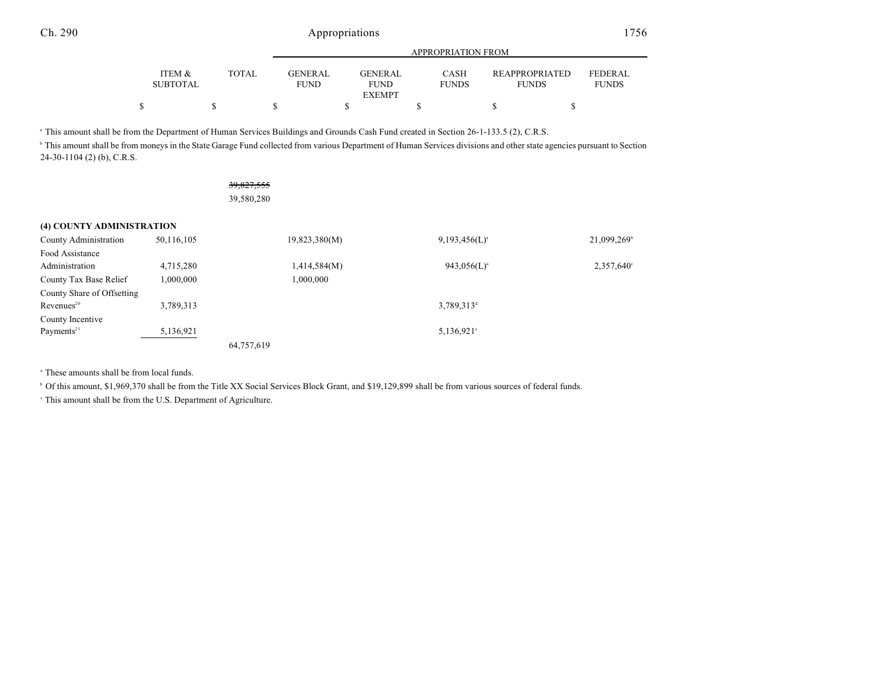| | ITEM & SUBTOTAL | TOTAL | GENERAL FUND | GENERAL FUND EXEMPT | CASH FUNDS | REAPPROPRIATED FUNDS | FEDERAL FUNDS |
|---|---|---|---|---|---|---|---|
| | $ | $ | $ | $ | $ | $ | $ |

[a] This amount shall be from the Department of Human Services Buildings and Grounds Cash Fund created in Section 26-1-133.5 (2), C.R.S.

[b] This amount shall be from moneys in the State Garage Fund collected from various Department of Human Services divisions and other state agencies pursuant to Section 24-30-1104 (2) (b), C.R.S.

| | ITEM & SUBTOTAL | TOTAL | GENERAL FUND | GENERAL FUND EXEMPT | CASH FUNDS | REAPPROPRIATED FUNDS | FEDERAL FUNDS |
|---|---|---|---|---|---|---|---|
| | | ~~39,827,555~~ 39,580,280 | | | | | |
| **(4) COUNTY ADMINISTRATION** | | | | | | | |
| County Administration | 50,116,105 | | 19,823,380(M) | | 9,193,456(L)[a] | | 21,099,269[b] |
| Food Assistance Administration | 4,715,280 | | 1,414,584(M) | | 943,056(L)[a] | | 2,357,640[c] |
| County Tax Base Relief | 1,000,000 | | 1,000,000 | | | | |
| County Share of Offsetting Revenues[20] | 3,789,313 | | | | 3,789,313[d] | | |
| County Incentive Payments[21] | 5,136,921 | | | | 5,136,921[e] | | |
| | | 64,757,619 | | | | | |

[a] These amounts shall be from local funds.

[b] Of this amount, $1,969,370 shall be from the Title XX Social Services Block Grant, and $19,129,899 shall be from various sources of federal funds.

[c] This amount shall be from the U.S. Department of Agriculture.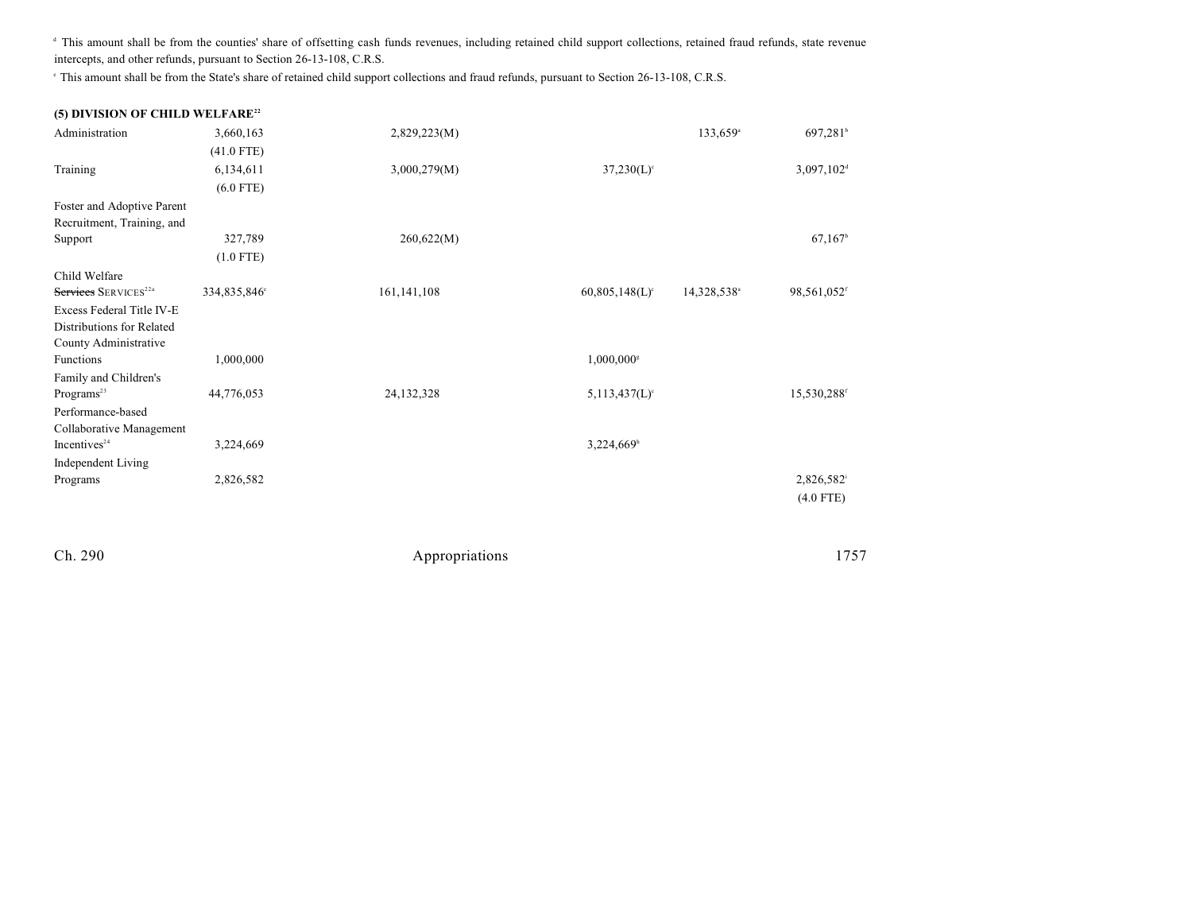[d] This amount shall be from the counties' share of offsetting cash funds revenues, including retained child support collections, retained fraud refunds, state revenue intercepts, and other refunds, pursuant to Section 26-13-108, C.R.S.

[e] This amount shall be from the State's share of retained child support collections and fraud refunds, pursuant to Section 26-13-108, C.R.S.

**(5) DIVISION OF CHILD WELFARE[22]**

| | | | | | |
|---|---|---|---|---|---|
| Administration | 3,660,163<br>(41.0 FTE) | 2,829,223(M) | | 133,659[a] | 697,281[b] |
| Training | 6,134,611<br>(6.0 FTE) | 3,000,279(M) | 37,230(L)[c] | | 3,097,102[d] |
| Foster and Adoptive Parent Recruitment, Training, and Support | 327,789<br>(1.0 FTE) | 260,622(M) | | | 67,167[b] |
| Child Welfare ~~Services~~ SERVICES[22a] | 334,835,846[e] | 161,141,108 | 60,805,148(L)[c] | 14,328,538[a] | 98,561,052[f] |
| Excess Federal Title IV-E Distributions for Related County Administrative Functions | 1,000,000 | | 1,000,000[g] | | |
| Family and Children's Programs[23] | 44,776,053 | 24,132,328 | 5,113,437(L)[c] | | 15,530,288[f] |
| Performance-based Collaborative Management Incentives[24] | 3,224,669 | | 3,224,669[h] | | |
| Independent Living Programs | 2,826,582 | | | | 2,826,582[i]<br>(4.0 FTE) |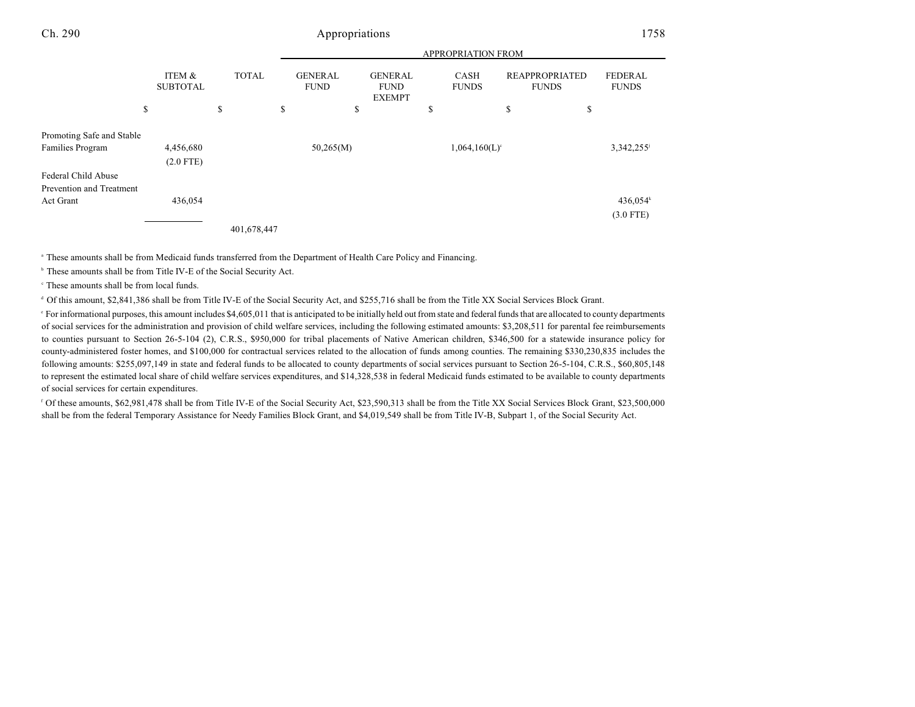| | ITEM & SUBTOTAL | TOTAL | APPROPRIATION FROM GENERAL FUND | GENERAL FUND EXEMPT | CASH FUNDS | REAPPROPRIATED FUNDS | FEDERAL FUNDS |
|---|---|---|---|---|---|---|---|
| | $ | $ | $ | $ | $ | $ | $ |
| Promoting Safe and Stable Families Program | 4,456,680 (2.0 FTE) | | 50,265(M) | | 1,064,160(L)[c] | | 3,342,255[j] |
| Federal Child Abuse Prevention and Treatment Act Grant | 436,054 | | | | | | 436,054[k] (3.0 FTE) |
| | | 401,678,447 | | | | | |

[a] These amounts shall be from Medicaid funds transferred from the Department of Health Care Policy and Financing.

[b] These amounts shall be from Title IV-E of the Social Security Act.

[c] These amounts shall be from local funds.

[d] Of this amount, $2,841,386 shall be from Title IV-E of the Social Security Act, and $255,716 shall be from the Title XX Social Services Block Grant.

[e] For informational purposes, this amount includes $4,605,011 that is anticipated to be initially held out from state and federal funds that are allocated to county departments of social services for the administration and provision of child welfare services, including the following estimated amounts: $3,208,511 for parental fee reimbursements to counties pursuant to Section 26-5-104 (2), C.R.S., $950,000 for tribal placements of Native American children, $346,500 for a statewide insurance policy for county-administered foster homes, and $100,000 for contractual services related to the allocation of funds among counties. The remaining $330,230,835 includes the following amounts: $255,097,149 in state and federal funds to be allocated to county departments of social services pursuant to Section 26-5-104, C.R.S., $60,805,148 to represent the estimated local share of child welfare services expenditures, and $14,328,538 in federal Medicaid funds estimated to be available to county departments of social services for certain expenditures.

[f] Of these amounts, $62,981,478 shall be from Title IV-E of the Social Security Act, $23,590,313 shall be from the Title XX Social Services Block Grant, $23,500,000 shall be from the federal Temporary Assistance for Needy Families Block Grant, and $4,019,549 shall be from Title IV-B, Subpart 1, of the Social Security Act.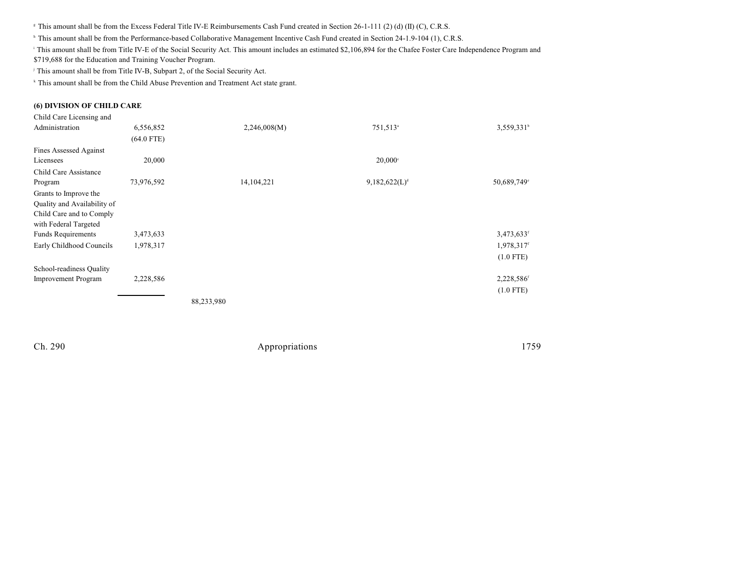[g] This amount shall be from the Excess Federal Title IV-E Reimbursements Cash Fund created in Section 26-1-111 (2) (d) (II) (C), C.R.S.

[h] This amount shall be from the Performance-based Collaborative Management Incentive Cash Fund created in Section 24-1.9-104 (1), C.R.S.

[i] This amount shall be from Title IV-E of the Social Security Act. This amount includes an estimated $2,106,894 for the Chafee Foster Care Independence Program and $719,688 for the Education and Training Voucher Program.

[j] This amount shall be from Title IV-B, Subpart 2, of the Social Security Act.

[k] This amount shall be from the Child Abuse Prevention and Treatment Act state grant.

**(6) DIVISION OF CHILD CARE**

| | | | | | |
|---|---|---|---|---|---|
| Child Care Licensing and Administration | 6,556,852 (64.0 FTE) | | 2,246,008(M) | 751,513[a] | 3,559,331[b] |
| Fines Assessed Against Licensees | 20,000 | | | 20,000[c] | |
| Child Care Assistance Program | 73,976,592 | | 14,104,221 | 9,182,622(L)[d] | 50,689,749[e] |
| Grants to Improve the Quality and Availability of Child Care and to Comply with Federal Targeted Funds Requirements | 3,473,633 | | | | 3,473,633[f] |
| Early Childhood Councils | 1,978,317 | | | | 1,978,317[f] (1.0 FTE) |
| School-readiness Quality Improvement Program | 2,228,586 | | | | 2,228,586[f] (1.0 FTE) |
| | | 88,233,980 | | | |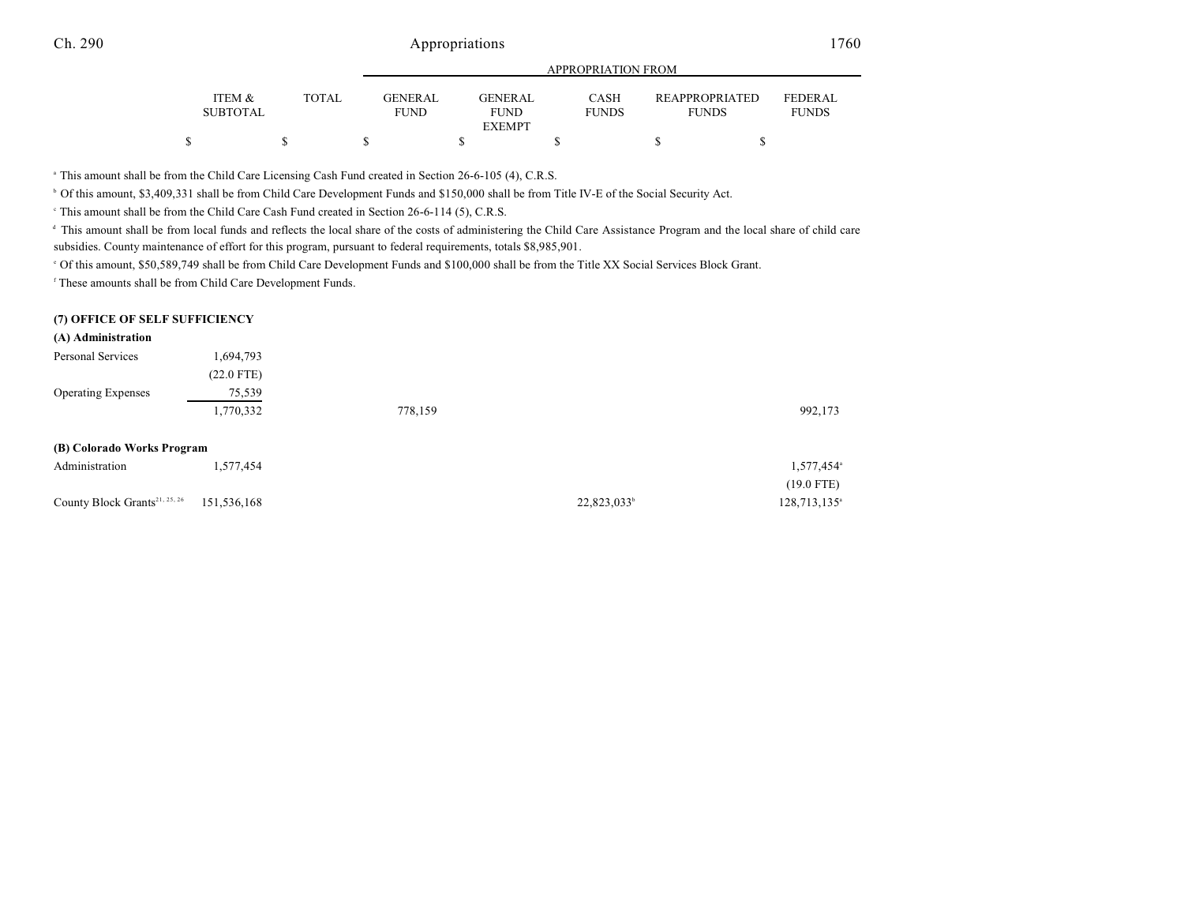|  | ITEM & SUBTOTAL | TOTAL | GENERAL FUND | GENERAL FUND EXEMPT | CASH FUNDS | REAPPROPRIATED FUNDS | FEDERAL FUNDS |
|---|---|---|---|---|---|---|---|
|  | $ | $ | $ | $ | $ | $ | $ |

[a] This amount shall be from the Child Care Licensing Cash Fund created in Section 26-6-105 (4), C.R.S.

[b] Of this amount, $3,409,331 shall be from Child Care Development Funds and $150,000 shall be from Title IV-E of the Social Security Act.

[c] This amount shall be from the Child Care Cash Fund created in Section 26-6-114 (5), C.R.S.

[d] This amount shall be from local funds and reflects the local share of the costs of administering the Child Care Assistance Program and the local share of child care subsidies. County maintenance of effort for this program, pursuant to federal requirements, totals $8,985,901.

[e] Of this amount, $50,589,749 shall be from Child Care Development Funds and $100,000 shall be from the Title XX Social Services Block Grant.

[f] These amounts shall be from Child Care Development Funds.

**(7) OFFICE OF SELF SUFFICIENCY**

**(A) Administration**

|  | ITEM & SUBTOTAL | TOTAL | GENERAL FUND | GENERAL FUND EXEMPT | CASH FUNDS | REAPPROPRIATED FUNDS | FEDERAL FUNDS |
|---|---|---|---|---|---|---|---|
| Personal Services | 1,694,793 |  |  |  |  |  |  |
|  | (22.0 FTE) |  |  |  |  |  |  |
| Operating Expenses | 75,539 |  |  |  |  |  |  |
|  | 1,770,332 |  | 778,159 |  |  |  | 992,173 |

**(B) Colorado Works Program**

|  | ITEM & SUBTOTAL | TOTAL | GENERAL FUND | GENERAL FUND EXEMPT | CASH FUNDS | REAPPROPRIATED FUNDS | FEDERAL FUNDS |
|---|---|---|---|---|---|---|---|
| Administration | 1,577,454 |  |  |  |  |  | 1,577,454[a] |
|  |  |  |  |  |  |  | (19.0 FTE) |
| County Block Grants[21, 25, 26] | 151,536,168 |  |  |  | 22,823,033[b] |  | 128,713,135[a] |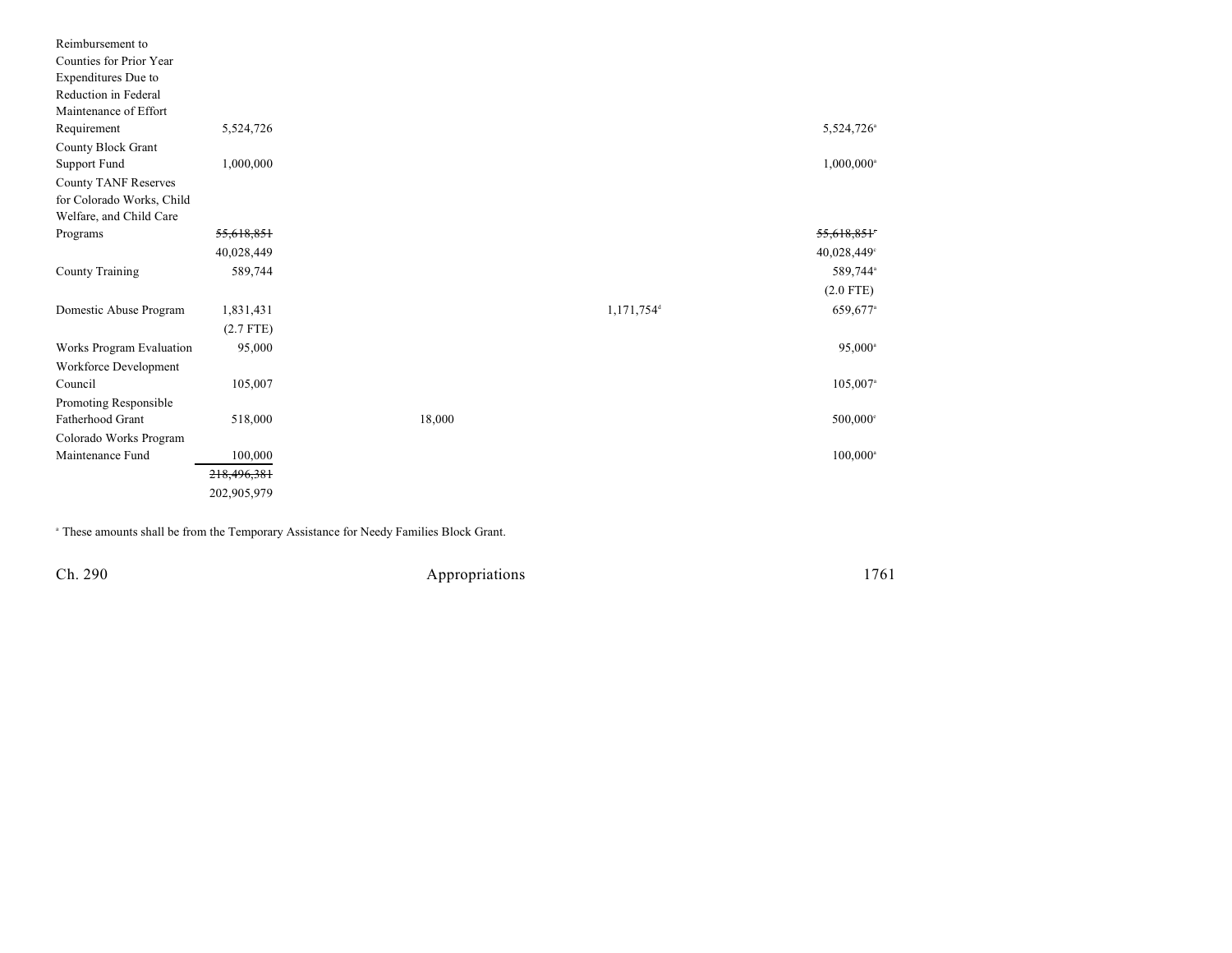| | | | | | |
|---|---|---|---|---|---|
| Reimbursement to Counties for Prior Year Expenditures Due to Reduction in Federal Maintenance of Effort Requirement | 5,524,726 | | | | 5,524,726[a] |
| County Block Grant Support Fund | 1,000,000 | | | | 1,000,000[a] |
| County TANF Reserves for Colorado Works, Child Welfare, and Child Care Programs | ~~55,618,851~~ 40,028,449 | | | | ~~55,618,851~~[c] 40,028,449[c] |
| County Training | 589,744 | | | | 589,744[a] (2.0 FTE) |
| Domestic Abuse Program | 1,831,431 (2.7 FTE) | | | 1,171,754[d] | 659,677[a] |
| Works Program Evaluation | 95,000 | | | | 95,000[a] |
| Workforce Development Council | 105,007 | | | | 105,007[a] |
| Promoting Responsible Fatherhood Grant | 518,000 | 18,000 | | | 500,000[e] |
| Colorado Works Program Maintenance Fund | 100,000 | | | | 100,000[a] |
| | ~~218,496,381~~ 202,905,979 | | | | |

[a] These amounts shall be from the Temporary Assistance for Needy Families Block Grant.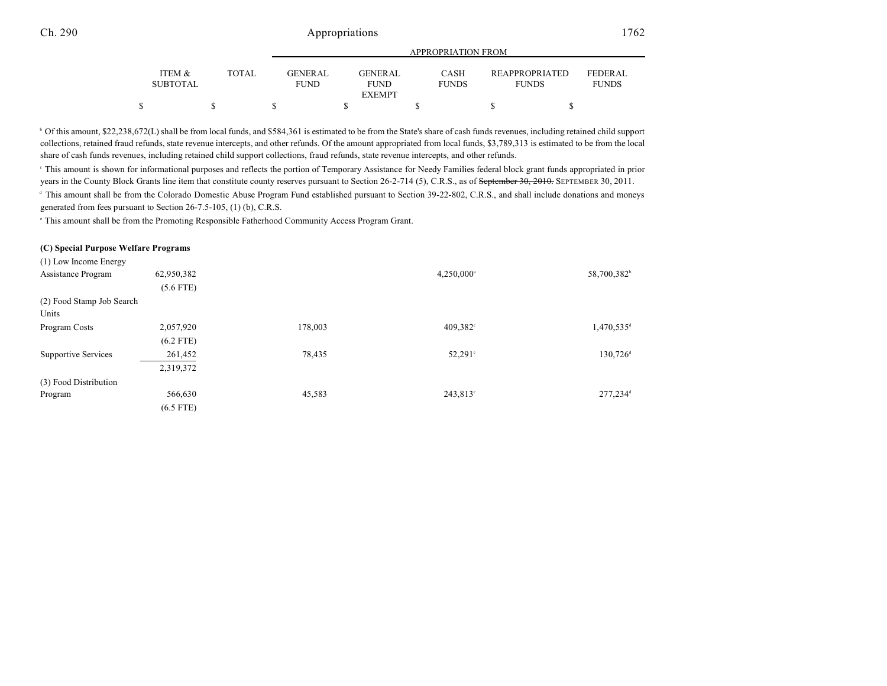| | ITEM & SUBTOTAL | TOTAL | GENERAL FUND | GENERAL FUND EXEMPT | CASH FUNDS | REAPPROPRIATED FUNDS | FEDERAL FUNDS |
|---|---|---|---|---|---|---|---|
| | $ | $ | $ | $ | $ | $ | $ |

[b] Of this amount, $22,238,672(L) shall be from local funds, and $584,361 is estimated to be from the State's share of cash funds revenues, including retained child support collections, retained fraud refunds, state revenue intercepts, and other refunds. Of the amount appropriated from local funds, $3,789,313 is estimated to be from the local share of cash funds revenues, including retained child support collections, fraud refunds, state revenue intercepts, and other refunds.

[c] This amount is shown for informational purposes and reflects the portion of Temporary Assistance for Needy Families federal block grant funds appropriated in prior years in the County Block Grants line item that constitute county reserves pursuant to Section 26-2-714 (5), C.R.S., as of ~~September 30, 2010.~~ SEPTEMBER 30, 2011.

[d] This amount shall be from the Colorado Domestic Abuse Program Fund established pursuant to Section 39-22-802, C.R.S., and shall include donations and moneys generated from fees pursuant to Section 26-7.5-105, (1) (b), C.R.S.

[e] This amount shall be from the Promoting Responsible Fatherhood Community Access Program Grant.

**(C) Special Purpose Welfare Programs**

| | ITEM & SUBTOTAL | TOTAL | GENERAL FUND | GENERAL FUND EXEMPT | CASH FUNDS | REAPPROPRIATED FUNDS | FEDERAL FUNDS |
|---|---|---|---|---|---|---|---|
| (1) Low Income Energy Assistance Program | 62,950,382 | | | | 4,250,000[a] | | 58,700,382[b] |
| | (5.6 FTE) | | | | | | |
| (2) Food Stamp Job Search Units | | | | | | | |
| Program Costs | 2,057,920 | | 178,003 | | 409,382[c] | | 1,470,535[d] |
| | (6.2 FTE) | | | | | | |
| Supportive Services | 261,452 | | 78,435 | | 52,291[c] | | 130,726[d] |
| | 2,319,372 | | | | | | |
| (3) Food Distribution Program | 566,630 | | 45,583 | | 243,813[e] | | 277,234[d] |
| | (6.5 FTE) | | | | | | |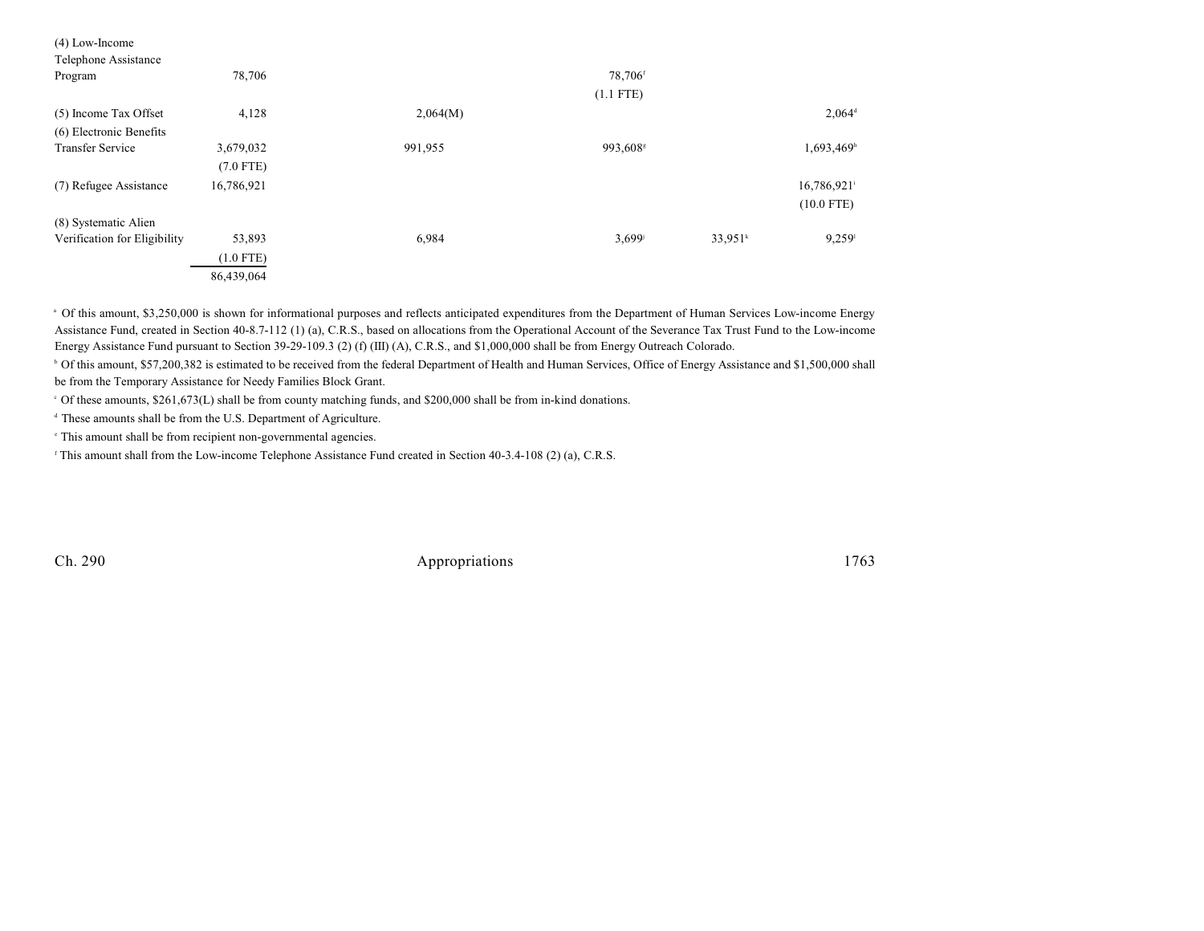| | | | | | |
|---|---|---|---|---|---|
| (4) Low-Income Telephone Assistance Program | 78,706 | | 78,706[f] (1.1 FTE) | | |
| (5) Income Tax Offset | 4,128 | 2,064(M) | | | 2,064[d] |
| (6) Electronic Benefits Transfer Service | 3,679,032 (7.0 FTE) | 991,955 | 993,608[g] | | 1,693,469[h] |
| (7) Refugee Assistance | 16,786,921 | | | | 16,786,921[i] (10.0 FTE) |
| (8) Systematic Alien Verification for Eligibility | 53,893 (1.0 FTE) | 6,984 | 3,699[j] | 33,951[k] | 9,259[l] |
| | 86,439,064 | | | | |

[a] Of this amount, $3,250,000 is shown for informational purposes and reflects anticipated expenditures from the Department of Human Services Low-income Energy Assistance Fund, created in Section 40-8.7-112 (1) (a), C.R.S., based on allocations from the Operational Account of the Severance Tax Trust Fund to the Low-income Energy Assistance Fund pursuant to Section 39-29-109.3 (2) (f) (III) (A), C.R.S., and $1,000,000 shall be from Energy Outreach Colorado.

[b] Of this amount, $57,200,382 is estimated to be received from the federal Department of Health and Human Services, Office of Energy Assistance and $1,500,000 shall be from the Temporary Assistance for Needy Families Block Grant.

[c] Of these amounts, $261,673(L) shall be from county matching funds, and $200,000 shall be from in-kind donations.

[d] These amounts shall be from the U.S. Department of Agriculture.

[e] This amount shall be from recipient non-governmental agencies.

[f] This amount shall from the Low-income Telephone Assistance Fund created in Section 40-3.4-108 (2) (a), C.R.S.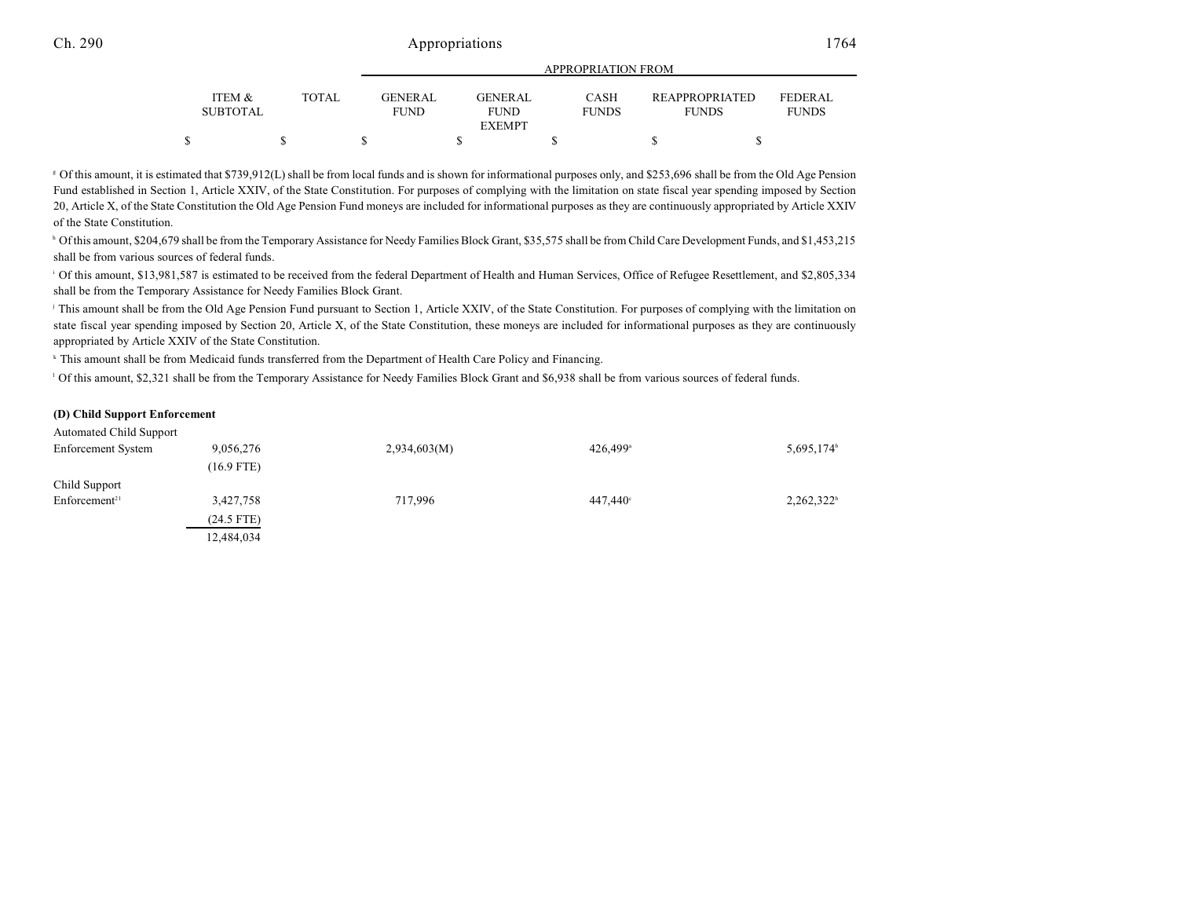| | ITEM & SUBTOTAL | TOTAL | APPROPRIATION FROM GENERAL FUND | GENERAL FUND EXEMPT | CASH FUNDS | REAPPROPRIATED FUNDS | FEDERAL FUNDS |
|---|---|---|---|---|---|---|---|
| | $ | $ | $ | $ | $ | $ | $ |

[g] Of this amount, it is estimated that $739,912(L) shall be from local funds and is shown for informational purposes only, and $253,696 shall be from the Old Age Pension Fund established in Section 1, Article XXIV, of the State Constitution. For purposes of complying with the limitation on state fiscal year spending imposed by Section 20, Article X, of the State Constitution the Old Age Pension Fund moneys are included for informational purposes as they are continuously appropriated by Article XXIV of the State Constitution.

[h] Of this amount, $204,679 shall be from the Temporary Assistance for Needy Families Block Grant, $35,575 shall be from Child Care Development Funds, and $1,453,215 shall be from various sources of federal funds.

[i] Of this amount, $13,981,587 is estimated to be received from the federal Department of Health and Human Services, Office of Refugee Resettlement, and $2,805,334 shall be from the Temporary Assistance for Needy Families Block Grant.

[j] This amount shall be from the Old Age Pension Fund pursuant to Section 1, Article XXIV, of the State Constitution. For purposes of complying with the limitation on state fiscal year spending imposed by Section 20, Article X, of the State Constitution, these moneys are included for informational purposes as they are continuously appropriated by Article XXIV of the State Constitution.

[k] This amount shall be from Medicaid funds transferred from the Department of Health Care Policy and Financing.

[l] Of this amount, $2,321 shall be from the Temporary Assistance for Needy Families Block Grant and $6,938 shall be from various sources of federal funds.

**(D) Child Support Enforcement**

| | ITEM & SUBTOTAL | TOTAL | GENERAL FUND | GENERAL FUND EXEMPT | CASH FUNDS | REAPPROPRIATED FUNDS | FEDERAL FUNDS |
|---|---|---|---|---|---|---|---|
| Automated Child Support Enforcement System | 9,056,276 (16.9 FTE) | | 2,934,603(M) | | 426,499[a] | | 5,695,174[b] |
| Child Support Enforcement[21] | 3,427,758 (24.5 FTE) | | 717,996 | | 447,440[c] | | 2,262,322[b] |
| | 12,484,034 | | | | | | |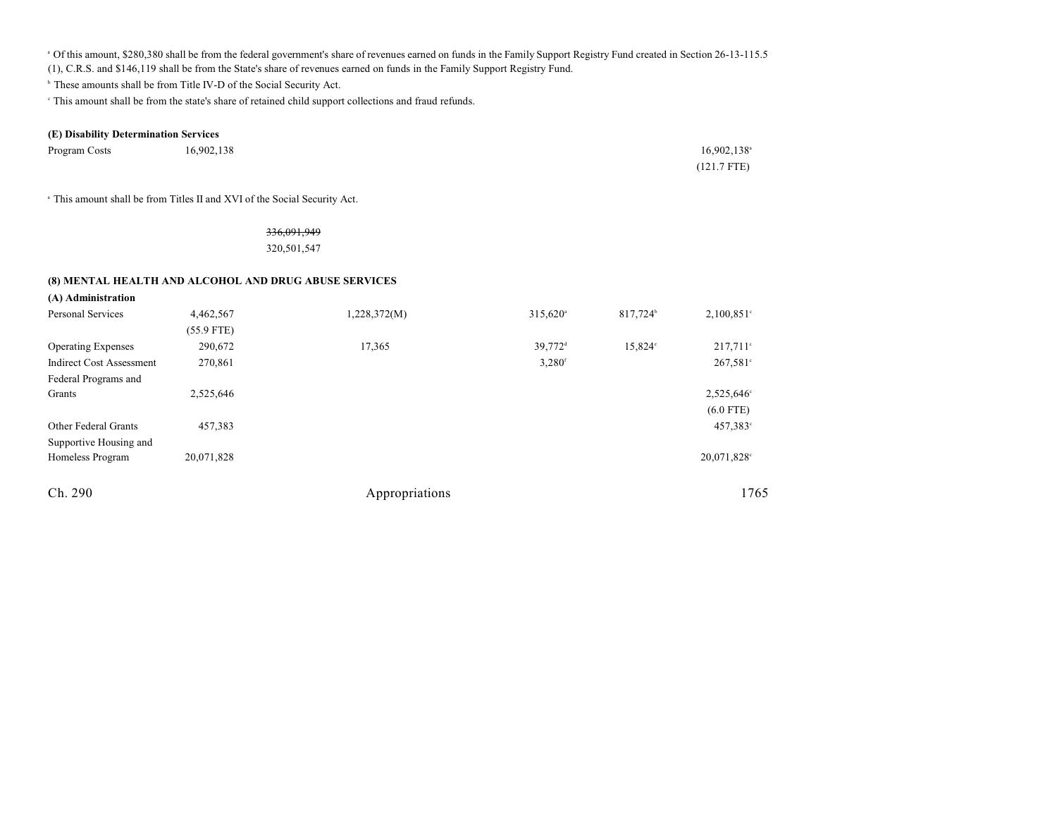[a] Of this amount, $280,380 shall be from the federal government's share of revenues earned on funds in the Family Support Registry Fund created in Section 26-13-115.5 (1), C.R.S. and $146,119 shall be from the State's share of revenues earned on funds in the Family Support Registry Fund.

[b] These amounts shall be from Title IV-D of the Social Security Act.

[c] This amount shall be from the state's share of retained child support collections and fraud refunds.

**(E) Disability Determination Services**

| | | | | | | |
|---|---|---|---|---|---|---|
| Program Costs | 16,902,138 | | | | | 16,902,138[a] |
| | | | | | | (121.7 FTE) |

[a] This amount shall be from Titles II and XVI of the Social Security Act.

| | | | | | | |
|---|---|---|---|---|---|---|
| | | ~~336,091,949~~ | | | | |
| | | 320,501,547 | | | | |

**(8) MENTAL HEALTH AND ALCOHOL AND DRUG ABUSE SERVICES**

**(A) Administration**

| | | | | | | |
|---|---|---|---|---|---|---|
| Personal Services | 4,462,567 | | 1,228,372(M) | 315,620[a] | 817,724[b] | 2,100,851[c] |
| | (55.9 FTE) | | | | | |
| Operating Expenses | 290,672 | | 17,365 | 39,772[d] | 15,824[c] | 217,711[c] |
| Indirect Cost Assessment | 270,861 | | | 3,280[f] | | 267,581[c] |
| Federal Programs and Grants | 2,525,646 | | | | | 2,525,646[c] |
| | | | | | | (6.0 FTE) |
| Other Federal Grants | 457,383 | | | | | 457,383[c] |
| Supportive Housing and Homeless Program | 20,071,828 | | | | | 20,071,828[c] |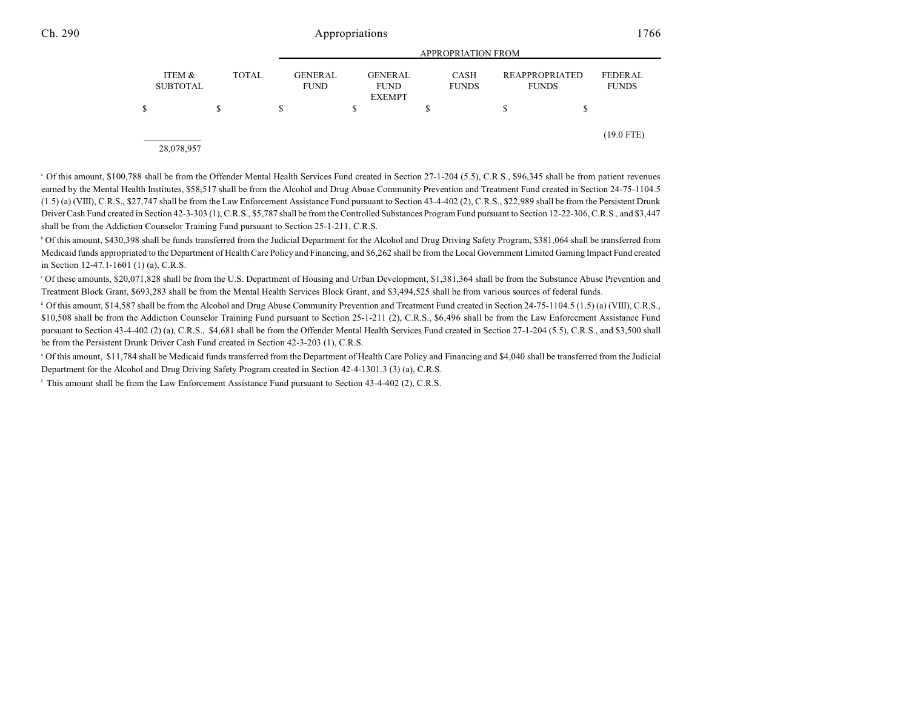| ITEM & SUBTOTAL | TOTAL | APPROPRIATION FROM GENERAL FUND | GENERAL FUND EXEMPT | CASH FUNDS | REAPPROPRIATED FUNDS | FEDERAL FUNDS |
|---|---|---|---|---|---|---|
| $ | $ | $ | $ | $ | $ | $ |
| | | | | | | (19.0 FTE) |
| 28,078,957 | | | | | | |

[a] Of this amount, $100,788 shall be from the Offender Mental Health Services Fund created in Section 27-1-204 (5.5), C.R.S., $96,345 shall be from patient revenues earned by the Mental Health Institutes, $58,517 shall be from the Alcohol and Drug Abuse Community Prevention and Treatment Fund created in Section 24-75-1104.5 (1.5) (a) (VIII), C.R.S., $27,747 shall be from the Law Enforcement Assistance Fund pursuant to Section 43-4-402 (2), C.R.S., $22,989 shall be from the Persistent Drunk Driver Cash Fund created in Section 42-3-303 (1), C.R.S., $5,787 shall be from the Controlled Substances Program Fund pursuant to Section 12-22-306, C.R.S., and $3,447 shall be from the Addiction Counselor Training Fund pursuant to Section 25-1-211, C.R.S.

[b] Of this amount, $430,398 shall be funds transferred from the Judicial Department for the Alcohol and Drug Driving Safety Program, $381,064 shall be transferred from Medicaid funds appropriated to the Department of Health Care Policy and Financing, and $6,262 shall be from the Local Government Limited Gaming Impact Fund created in Section 12-47.1-1601 (1) (a), C.R.S.

[c] Of these amounts, $20,071,828 shall be from the U.S. Department of Housing and Urban Development, $1,381,364 shall be from the Substance Abuse Prevention and Treatment Block Grant, $693,283 shall be from the Mental Health Services Block Grant, and $3,494,525 shall be from various sources of federal funds.

[d] Of this amount, $14,587 shall be from the Alcohol and Drug Abuse Community Prevention and Treatment Fund created in Section 24-75-1104.5 (1.5) (a) (VIII), C.R.S., $10,508 shall be from the Addiction Counselor Training Fund pursuant to Section 25-1-211 (2), C.R.S., $6,496 shall be from the Law Enforcement Assistance Fund pursuant to Section 43-4-402 (2) (a), C.R.S., $4,681 shall be from the Offender Mental Health Services Fund created in Section 27-1-204 (5.5), C.R.S., and $3,500 shall be from the Persistent Drunk Driver Cash Fund created in Section 42-3-203 (1), C.R.S.

[e] Of this amount, $11,784 shall be Medicaid funds transferred from the Department of Health Care Policy and Financing and $4,040 shall be transferred from the Judicial Department for the Alcohol and Drug Driving Safety Program created in Section 42-4-1301.3 (3) (a), C.R.S.

[f] This amount shall be from the Law Enforcement Assistance Fund pursuant to Section 43-4-402 (2), C.R.S.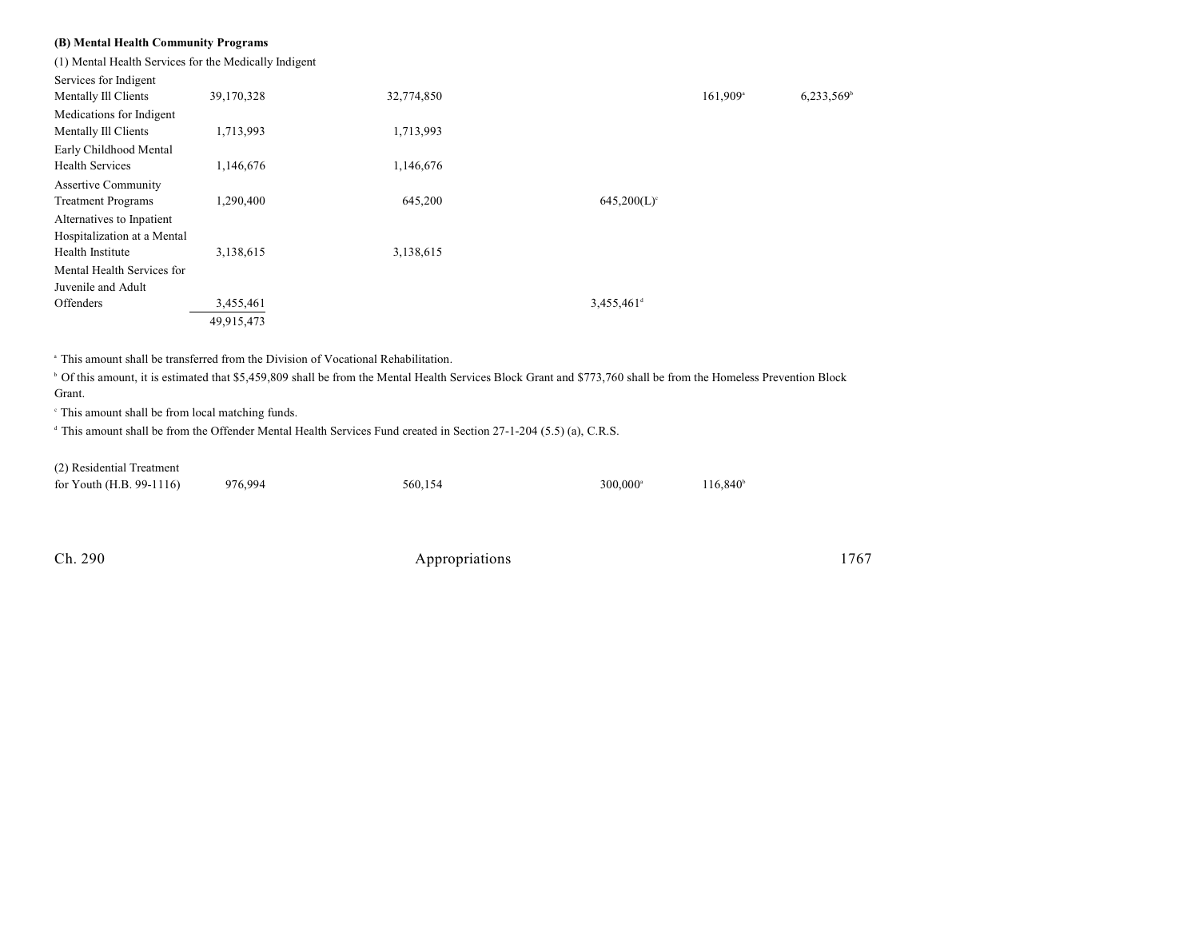**(B) Mental Health Community Programs**

(1) Mental Health Services for the Medically Indigent

| | | | | | | |
|---|---|---|---|---|---|---|
| Services for Indigent Mentally Ill Clients | 39,170,328 | 32,774,850 | | 161,909[a] | 6,233,569[b] | |
| Medications for Indigent Mentally Ill Clients | 1,713,993 | 1,713,993 | | | | |
| Early Childhood Mental Health Services | 1,146,676 | 1,146,676 | | | | |
| Assertive Community Treatment Programs | 1,290,400 | 645,200 | 645,200(L)[c] | | | |
| Alternatives to Inpatient Hospitalization at a Mental Health Institute | 3,138,615 | 3,138,615 | | | | |
| Mental Health Services for Juvenile and Adult Offenders | 3,455,461 | | 3,455,461[d] | | | |
| | 49,915,473 | | | | | |

[a] This amount shall be transferred from the Division of Vocational Rehabilitation.

[b] Of this amount, it is estimated that $5,459,809 shall be from the Mental Health Services Block Grant and $773,760 shall be from the Homeless Prevention Block Grant.

[c] This amount shall be from local matching funds.

[d] This amount shall be from the Offender Mental Health Services Fund created in Section 27-1-204 (5.5) (a), C.R.S.

| | | | | | | |
|---|---|---|---|---|---|---|
| (2) Residential Treatment for Youth (H.B. 99-1116) | 976,994 | 560,154 | 300,000[a] | 116,840[b] | | |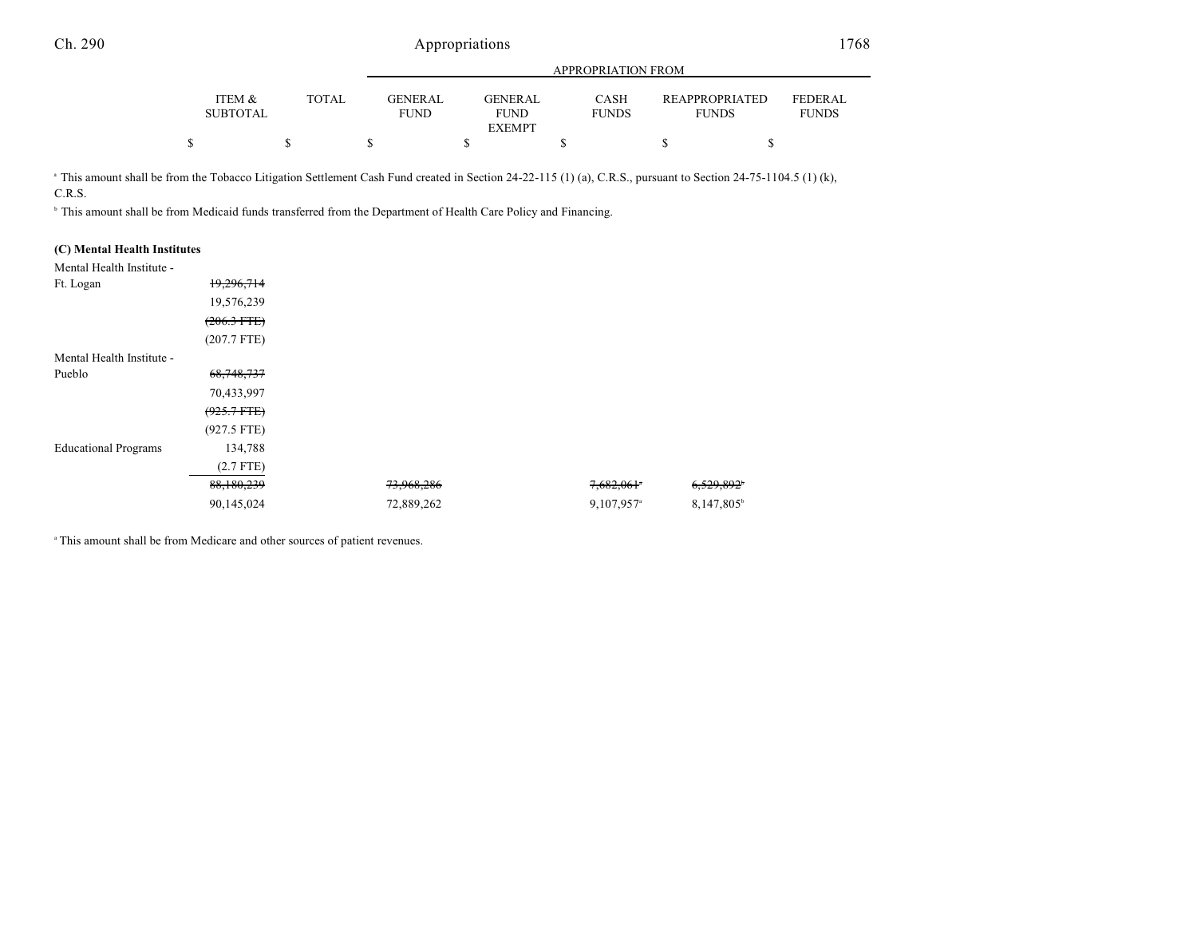| | ITEM & SUBTOTAL | TOTAL | GENERAL FUND | GENERAL FUND EXEMPT | CASH FUNDS | REAPPROPRIATED FUNDS | FEDERAL FUNDS |
|---|---|---|---|---|---|---|---|
| | | | APPROPRIATION FROM | | | | |
| | $ | $ | $ | $ | $ | $ | $ |

[a] This amount shall be from the Tobacco Litigation Settlement Cash Fund created in Section 24-22-115 (1) (a), C.R.S., pursuant to Section 24-75-1104.5 (1) (k), C.R.S.

[b] This amount shall be from Medicaid funds transferred from the Department of Health Care Policy and Financing.

**(C) Mental Health Institutes**

| | ITEM & SUBTOTAL | TOTAL | GENERAL FUND | GENERAL FUND EXEMPT | CASH FUNDS | REAPPROPRIATED FUNDS | FEDERAL FUNDS |
|---|---|---|---|---|---|---|---|
| Mental Health Institute - Ft. Logan | ~~19,296,714~~ | | | | | | |
| | 19,576,239 | | | | | | |
| | ~~(206.3 FTE)~~ | | | | | | |
| | (207.7 FTE) | | | | | | |
| Mental Health Institute - Pueblo | ~~68,748,737~~ | | | | | | |
| | 70,433,997 | | | | | | |
| | ~~(925.7 FTE)~~ | | | | | | |
| | (927.5 FTE) | | | | | | |
| Educational Programs | 134,788 | | | | | | |
| | (2.7 FTE) | | | | | | |
| | ~~88,180,239~~ | | ~~73,968,286~~ | | ~~7,682,061~~[a] | ~~6,529,892~~[b] | |
| | 90,145,024 | | 72,889,262 | | 9,107,957[a] | 8,147,805[b] | |

[a] This amount shall be from Medicare and other sources of patient revenues.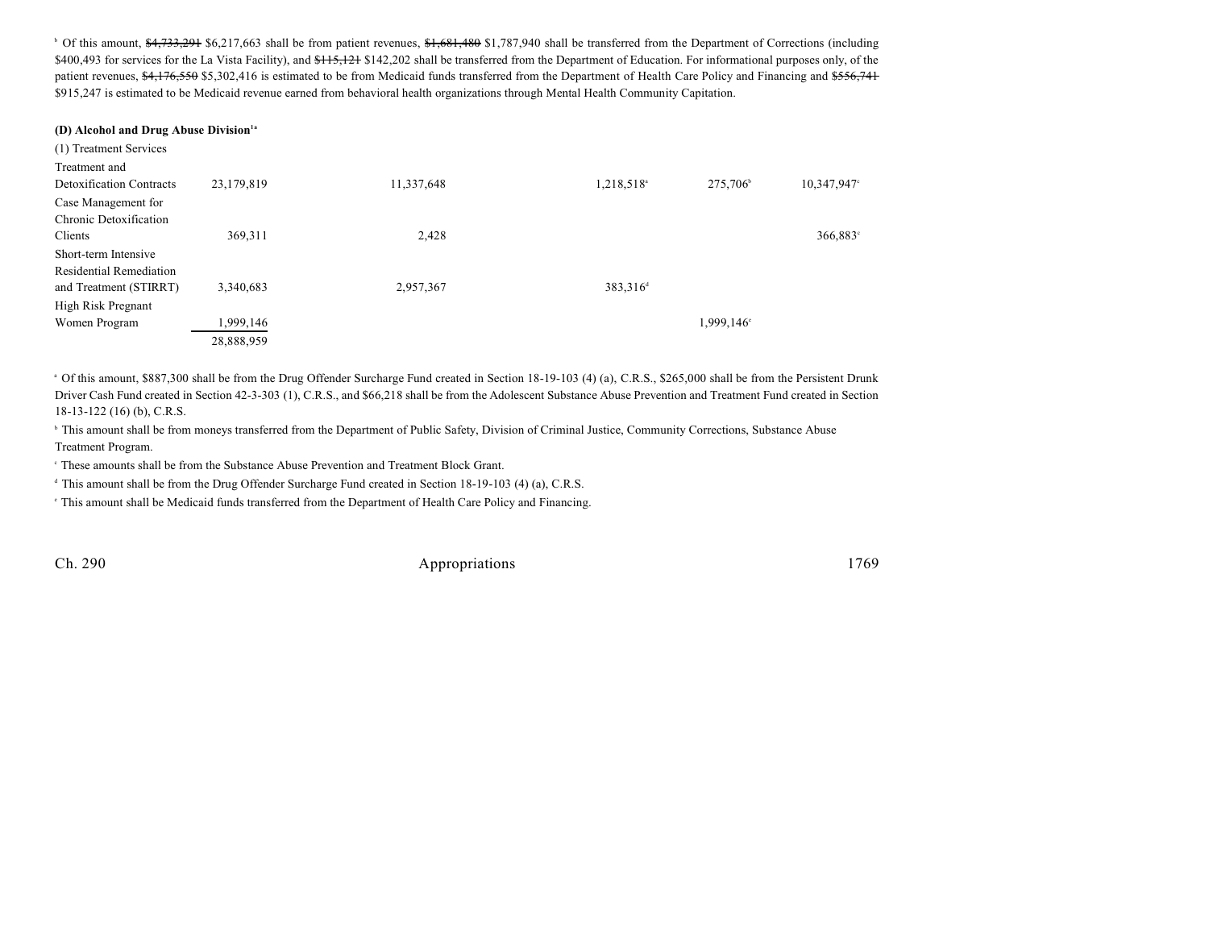[b] Of this amount, ~~$4,733,291~~ $6,217,663 shall be from patient revenues, ~~$1,681,480~~ $1,787,940 shall be transferred from the Department of Corrections (including $400,493 for services for the La Vista Facility), and ~~$115,121~~ $142,202 shall be transferred from the Department of Education. For informational purposes only, of the patient revenues, ~~$4,176,550~~ $5,302,416 is estimated to be from Medicaid funds transferred from the Department of Health Care Policy and Financing and ~~$556,741~~ $915,247 is estimated to be Medicaid revenue earned from behavioral health organizations through Mental Health Community Capitation.

**(D) Alcohol and Drug Abuse Division**[1a]

(1) Treatment Services

| | | | | | | |
|---|---|---|---|---|---|---|
| Treatment and Detoxification Contracts | 23,179,819 | 11,337,648 | | 1,218,518[a] | 275,706[b] | 10,347,947[c] |
| Case Management for Chronic Detoxification Clients | 369,311 | 2,428 | | | | 366,883[c] |
| Short-term Intensive Residential Remediation and Treatment (STIRRT) | 3,340,683 | 2,957,367 | | 383,316[d] | | |
| High Risk Pregnant Women Program | 1,999,146 | | | | 1,999,146[e] | |
| | 28,888,959 | | | | | |

[a] Of this amount, $887,300 shall be from the Drug Offender Surcharge Fund created in Section 18-19-103 (4) (a), C.R.S., $265,000 shall be from the Persistent Drunk Driver Cash Fund created in Section 42-3-303 (1), C.R.S., and $66,218 shall be from the Adolescent Substance Abuse Prevention and Treatment Fund created in Section 18-13-122 (16) (b), C.R.S.

[b] This amount shall be from moneys transferred from the Department of Public Safety, Division of Criminal Justice, Community Corrections, Substance Abuse Treatment Program.

[c] These amounts shall be from the Substance Abuse Prevention and Treatment Block Grant.

[d] This amount shall be from the Drug Offender Surcharge Fund created in Section 18-19-103 (4) (a), C.R.S.

[e] This amount shall be Medicaid funds transferred from the Department of Health Care Policy and Financing.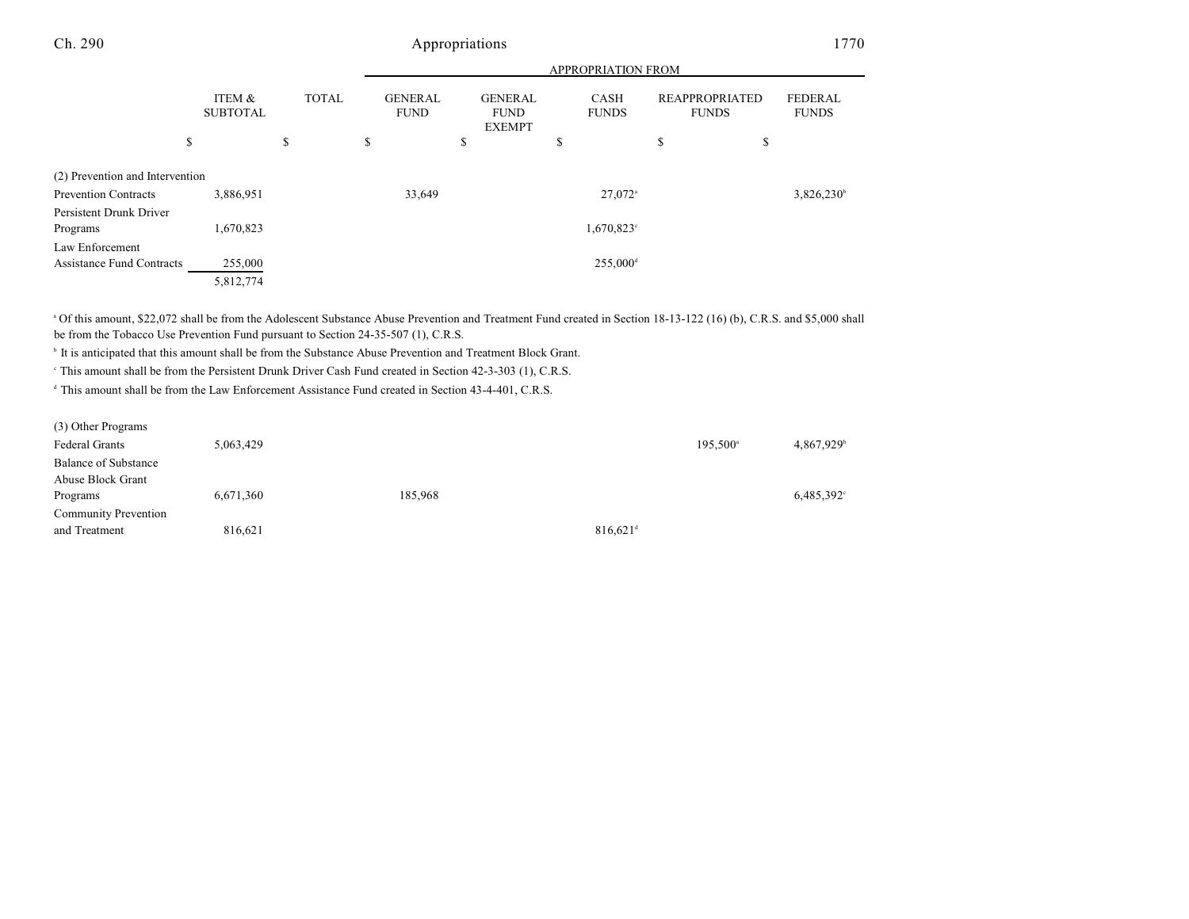| | ITEM & SUBTOTAL | TOTAL | GENERAL FUND | GENERAL FUND EXEMPT | CASH FUNDS | REAPPROPRIATED FUNDS | FEDERAL FUNDS |
|---|---|---|---|---|---|---|---|
| | | | APPROPRIATION FROM | | | | |
| | $ | $ | $ | $ | $ | $ | $ |
| (2) Prevention and Intervention | | | | | | | |
| Prevention Contracts | 3,886,951 | | 33,649 | | 27,072[a] | | 3,826,230[b] |
| Persistent Drunk Driver Programs | 1,670,823 | | | | 1,670,823[c] | | |
| Law Enforcement Assistance Fund Contracts | 255,000 | | | | 255,000[d] | | |
| | 5,812,774 | | | | | | |

[a] Of this amount, $22,072 shall be from the Adolescent Substance Abuse Prevention and Treatment Fund created in Section 18-13-122 (16) (b), C.R.S. and $5,000 shall be from the Tobacco Use Prevention Fund pursuant to Section 24-35-507 (1), C.R.S.

[b] It is anticipated that this amount shall be from the Substance Abuse Prevention and Treatment Block Grant.

[c] This amount shall be from the Persistent Drunk Driver Cash Fund created in Section 42-3-303 (1), C.R.S.

[d] This amount shall be from the Law Enforcement Assistance Fund created in Section 43-4-401, C.R.S.

| | ITEM & SUBTOTAL | TOTAL | GENERAL FUND | GENERAL FUND EXEMPT | CASH FUNDS | REAPPROPRIATED FUNDS | FEDERAL FUNDS |
|---|---|---|---|---|---|---|---|
| (3) Other Programs | | | | | | | |
| Federal Grants | 5,063,429 | | | | | 195,500[a] | 4,867,929[b] |
| Balance of Substance Abuse Block Grant Programs | 6,671,360 | | 185,968 | | | | 6,485,392[c] |
| Community Prevention and Treatment | 816,621 | | | | 816,621[d] | | |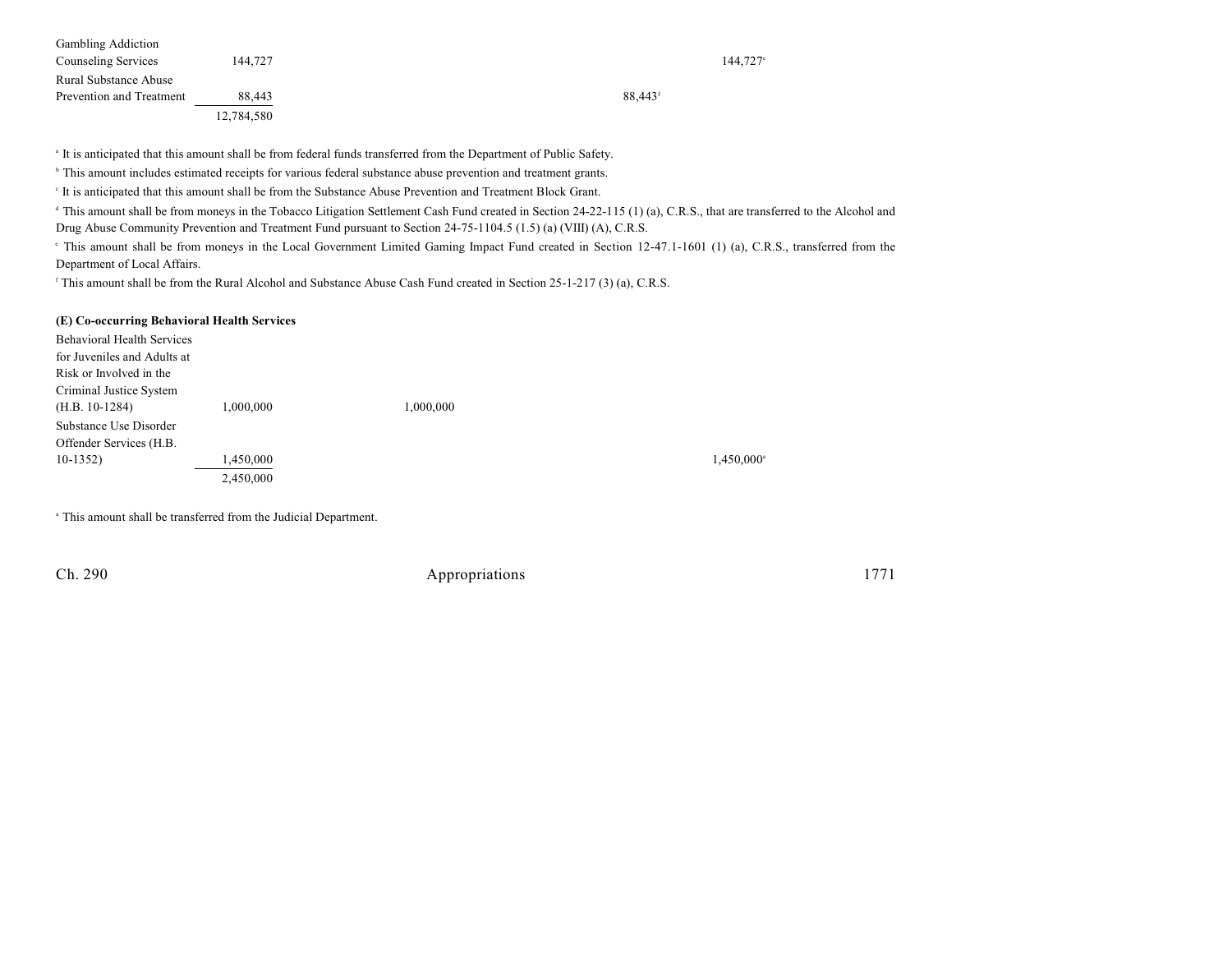| | | | | | | |
|---|---|---|---|---|---|---|
| Gambling Addiction Counseling Services | 144,727 | | | | 144,727[e] | |
| Rural Substance Abuse Prevention and Treatment | 88,443 | | | 88,443[f] | | |
| | 12,784,580 | | | | | |

[a] It is anticipated that this amount shall be from federal funds transferred from the Department of Public Safety.

[b] This amount includes estimated receipts for various federal substance abuse prevention and treatment grants.

[c] It is anticipated that this amount shall be from the Substance Abuse Prevention and Treatment Block Grant.

[d] This amount shall be from moneys in the Tobacco Litigation Settlement Cash Fund created in Section 24-22-115 (1) (a), C.R.S., that are transferred to the Alcohol and Drug Abuse Community Prevention and Treatment Fund pursuant to Section 24-75-1104.5 (1.5) (a) (VIII) (A), C.R.S.

[e] This amount shall be from moneys in the Local Government Limited Gaming Impact Fund created in Section 12-47.1-1601 (1) (a), C.R.S., transferred from the Department of Local Affairs.

[f] This amount shall be from the Rural Alcohol and Substance Abuse Cash Fund created in Section 25-1-217 (3) (a), C.R.S.

**(E) Co-occurring Behavioral Health Services**

| | | | | | | |
|---|---|---|---|---|---|---|
| Behavioral Health Services for Juveniles and Adults at Risk or Involved in the Criminal Justice System (H.B. 10-1284) | 1,000,000 | 1,000,000 | | | | |
| Substance Use Disorder Offender Services (H.B. 10-1352) | 1,450,000 | | | | 1,450,000[a] | |
| | 2,450,000 | | | | | |

[a] This amount shall be transferred from the Judicial Department.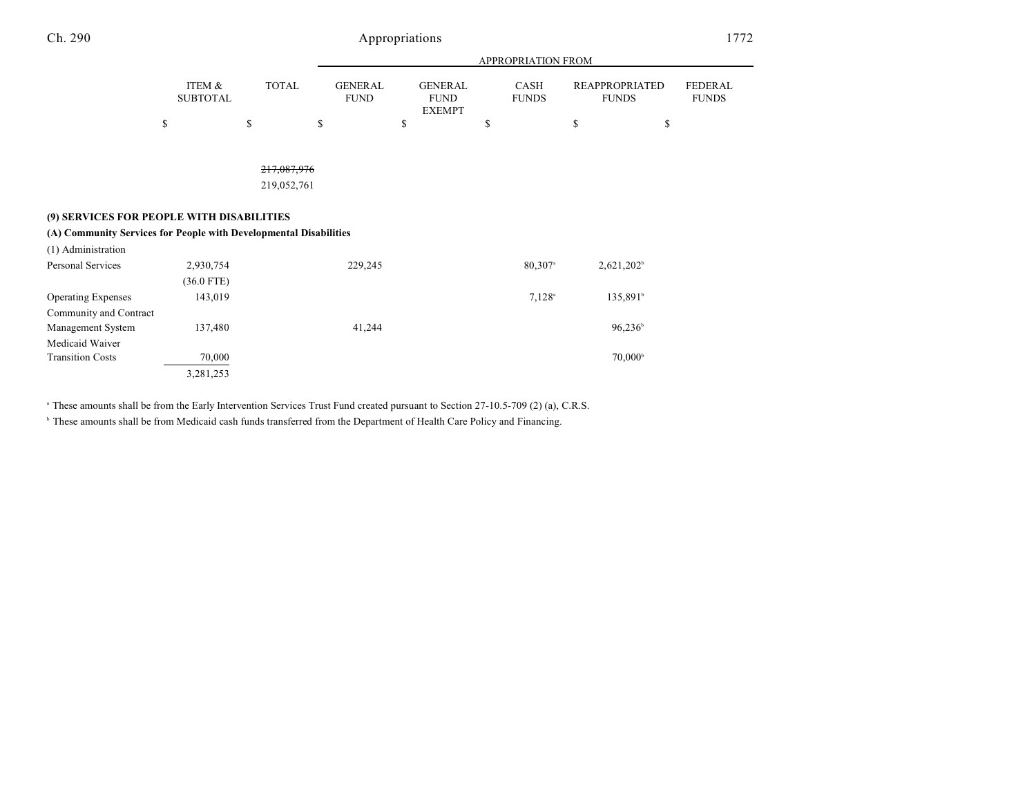| | ITEM & SUBTOTAL | TOTAL | GENERAL FUND | GENERAL FUND EXEMPT | CASH FUNDS | REAPPROPRIATED FUNDS | FEDERAL FUNDS |
|---|---|---|---|---|---|---|---|
| | | | APPROPRIATION FROM | | | | |
| | $ | $ | $ | $ | $ | $ | $ |
| | | ~~217,087,976~~ | | | | | |
| | | 219,052,761 | | | | | |

**(9) SERVICES FOR PEOPLE WITH DISABILITIES**

**(A) Community Services for People with Developmental Disabilities**

| (1) Administration | ITEM & SUBTOTAL | TOTAL | GENERAL FUND | GENERAL FUND EXEMPT | CASH FUNDS | REAPPROPRIATED FUNDS | FEDERAL FUNDS |
|---|---|---|---|---|---|---|---|
| Personal Services | 2,930,754 | | 229,245 | | 80,307[a] | 2,621,202[b] | |
| | (36.0 FTE) | | | | | | |
| Operating Expenses | 143,019 | | | | 7,128[a] | 135,891[b] | |
| Community and Contract Management System | 137,480 | | 41,244 | | | 96,236[b] | |
| Medicaid Waiver Transition Costs | 70,000 | | | | | 70,000[b] | |
| | 3,281,253 | | | | | | |

[a] These amounts shall be from the Early Intervention Services Trust Fund created pursuant to Section 27-10.5-709 (2) (a), C.R.S.

[b] These amounts shall be from Medicaid cash funds transferred from the Department of Health Care Policy and Financing.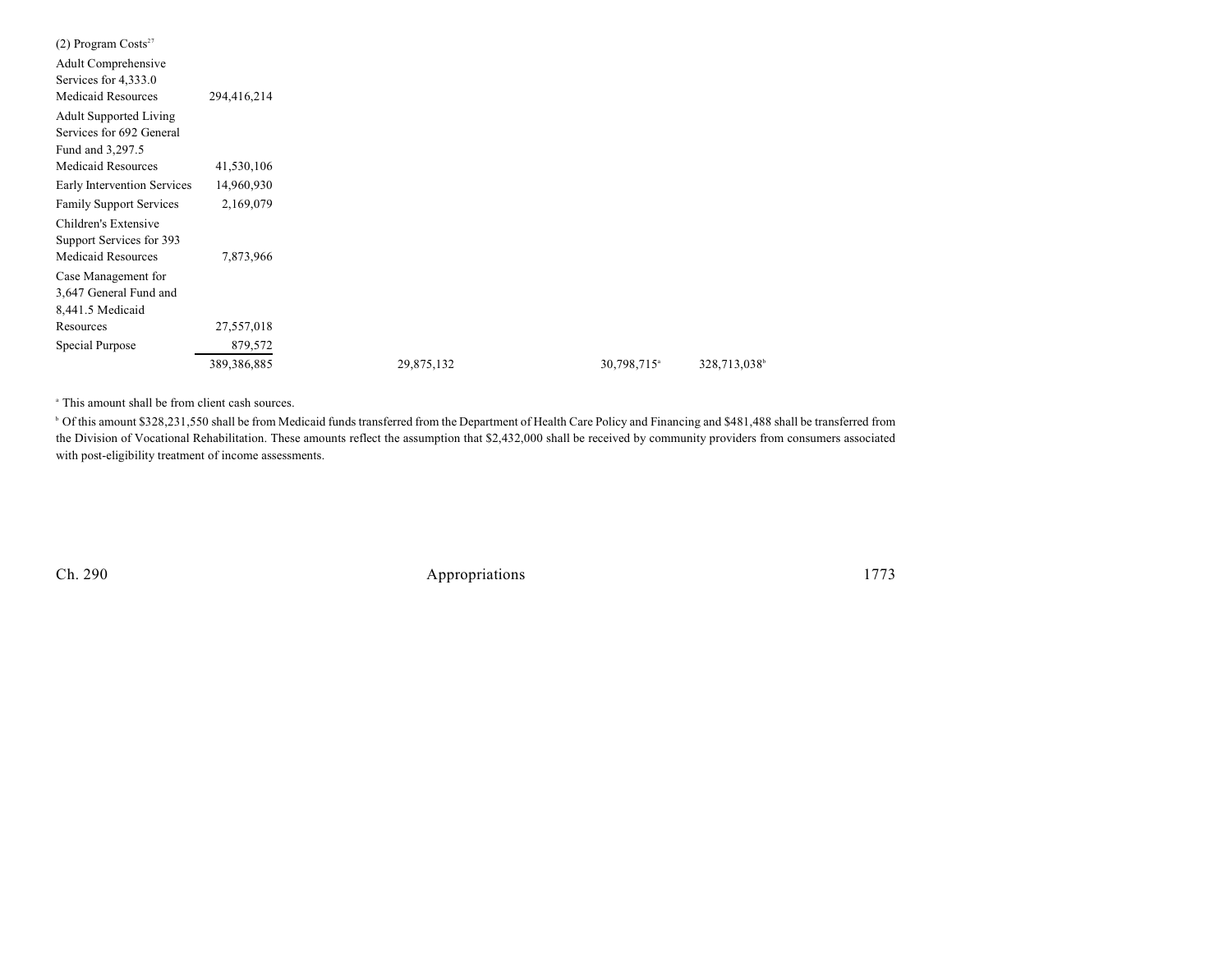| | | | | | |
|---|---|---|---|---|---|
| (2) Program Costs[27] | | | | | |
| Adult Comprehensive Services for 4,333.0 Medicaid Resources | 294,416,214 | | | | |
| Adult Supported Living Services for 692 General Fund and 3,297.5 Medicaid Resources | 41,530,106 | | | | |
| Early Intervention Services | 14,960,930 | | | | |
| Family Support Services | 2,169,079 | | | | |
| Children's Extensive Support Services for 393 Medicaid Resources | 7,873,966 | | | | |
| Case Management for 3,647 General Fund and 8,441.5 Medicaid Resources | 27,557,018 | | | | |
| Special Purpose | 879,572 | | | | |
| | 389,386,885 | | 29,875,132 | 30,798,715[a] | 328,713,038[b] |

[a] This amount shall be from client cash sources.

[b] Of this amount $328,231,550 shall be from Medicaid funds transferred from the Department of Health Care Policy and Financing and $481,488 shall be transferred from the Division of Vocational Rehabilitation. These amounts reflect the assumption that $2,432,000 shall be received by community providers from consumers associated with post-eligibility treatment of income assessments.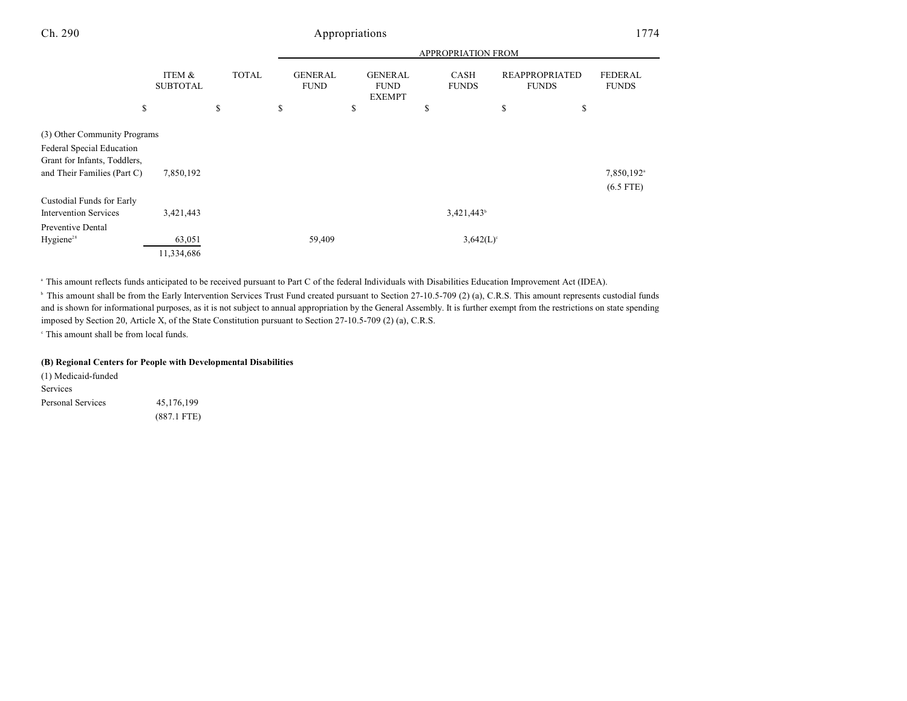| | ITEM & SUBTOTAL | TOTAL | GENERAL FUND | GENERAL FUND EXEMPT | CASH FUNDS | REAPPROPRIATED FUNDS | FEDERAL FUNDS |
|---|---|---|---|---|---|---|---|
| | $ | $ | $ | $ | $ | $ | $ |
| (3) Other Community Programs | | | | | | | |
| Federal Special Education Grant for Infants, Toddlers, and Their Families (Part C) | 7,850,192 | | | | | | 7,850,192[a] (6.5 FTE) |
| Custodial Funds for Early Intervention Services | 3,421,443 | | | | 3,421,443[b] | | |
| Preventive Dental Hygiene[28] | 63,051 | | 59,409 | | 3,642(L)[c] | | |
| | 11,334,686 | | | | | | |

[a] This amount reflects funds anticipated to be received pursuant to Part C of the federal Individuals with Disabilities Education Improvement Act (IDEA).

[b] This amount shall be from the Early Intervention Services Trust Fund created pursuant to Section 27-10.5-709 (2) (a), C.R.S. This amount represents custodial funds and is shown for informational purposes, as it is not subject to annual appropriation by the General Assembly. It is further exempt from the restrictions on state spending imposed by Section 20, Article X, of the State Constitution pursuant to Section 27-10.5-709 (2) (a), C.R.S.

[c] This amount shall be from local funds.

**(B) Regional Centers for People with Developmental Disabilities**

| | ITEM & SUBTOTAL | TOTAL | GENERAL FUND | GENERAL FUND EXEMPT | CASH FUNDS | REAPPROPRIATED FUNDS | FEDERAL FUNDS |
|---|---|---|---|---|---|---|---|
| (1) Medicaid-funded Services | | | | | | | |
| Personal Services | 45,176,199 (887.1 FTE) | | | | | | |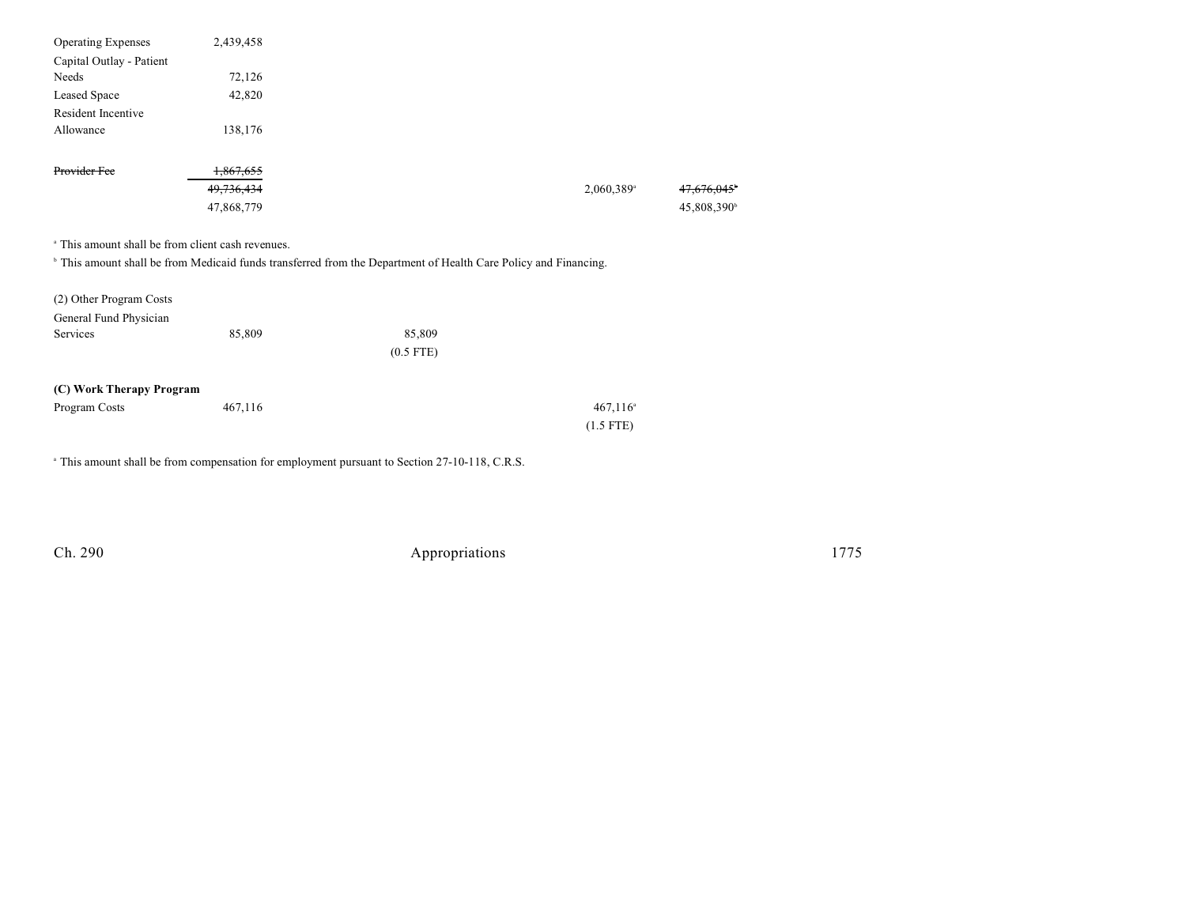| | | | | | |
|---|---|---|---|---|---|
| Operating Expenses | 2,439,458 | | | | |
| Capital Outlay - Patient Needs | 72,126 | | | | |
| Leased Space | 42,820 | | | | |
| Resident Incentive Allowance | 138,176 | | | | |
| ~~Provider Fee~~ | ~~1,867,655~~ | | | | |
| | ~~49,736,434~~ | | | 2,060,389[a] | ~~47,676,045~~[b] |
| | 47,868,779 | | | | 45,808,390[b] |

[a] This amount shall be from client cash revenues.

[b] This amount shall be from Medicaid funds transferred from the Department of Health Care Policy and Financing.

| | | | | | |
|---|---|---|---|---|---|
| (2) Other Program Costs | | | | | |
| General Fund Physician Services | 85,809 | 85,809 (0.5 FTE) | | | |

| | | | | | |
|---|---|---|---|---|---|
| **(C) Work Therapy Program** | | | | | |
| Program Costs | 467,116 | | | 467,116[a] (1.5 FTE) | |

[a] This amount shall be from compensation for employment pursuant to Section 27-10-118, C.R.S.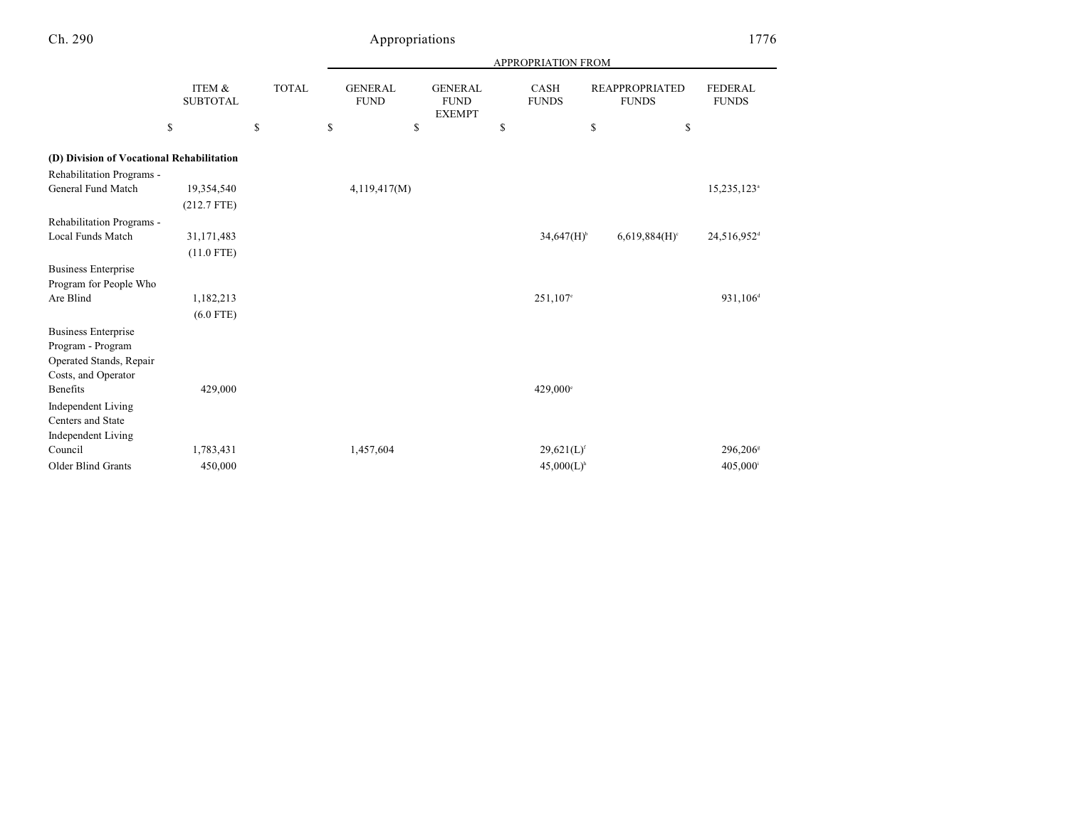| | ITEM & SUBTOTAL | TOTAL | APPROPRIATION FROM | | | | |
|---|---|---|---|---|---|---|---|
| | | | GENERAL FUND | GENERAL FUND EXEMPT | CASH FUNDS | REAPPROPRIATED FUNDS | FEDERAL FUNDS |
| | $ | $ | $ | $ | $ | $ | $ |
| **(D) Division of Vocational Rehabilitation** | | | | | | | |
| Rehabilitation Programs - General Fund Match | 19,354,540 | | 4,119,417(M) | | | | 15,235,123[a] |
| | (212.7 FTE) | | | | | | |
| Rehabilitation Programs - Local Funds Match | 31,171,483 | | | | 34,647(H)[b] | 6,619,884(H)[c] | 24,516,952[d] |
| | (11.0 FTE) | | | | | | |
| Business Enterprise Program for People Who Are Blind | 1,182,213 | | | | 251,107[e] | | 931,106[d] |
| | (6.0 FTE) | | | | | | |
| Business Enterprise Program - Program Operated Stands, Repair Costs, and Operator Benefits | 429,000 | | | | 429,000[e] | | |
| Independent Living Centers and State Independent Living Council | 1,783,431 | | 1,457,604 | | 29,621(L)[f] | | 296,206[g] |
| Older Blind Grants | 450,000 | | | | 45,000(L)[h] | | 405,000[i] |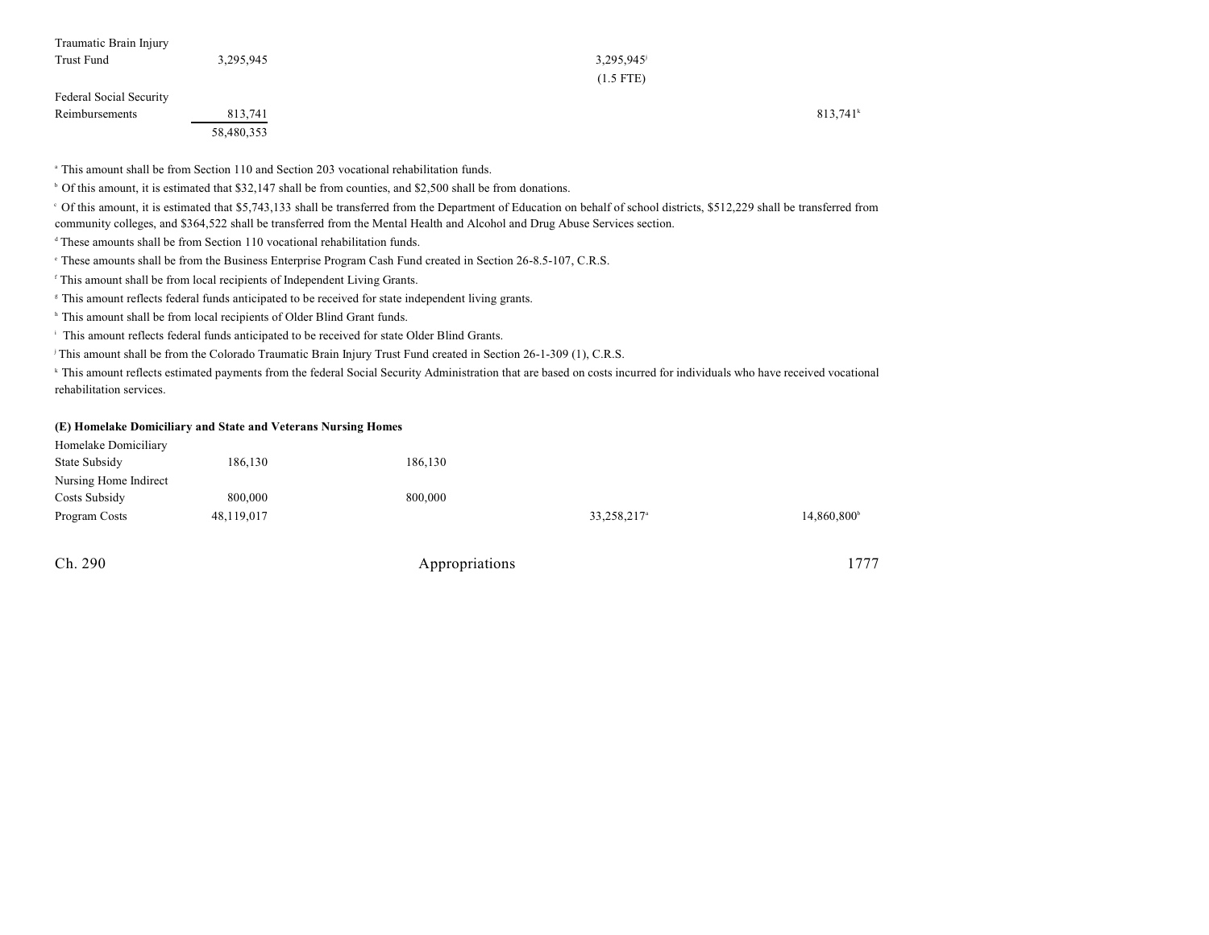| | | | | | |
|---|---|---|---|---|---|
| Traumatic Brain Injury Trust Fund | 3,295,945 | | | 3,295,945[j] (1.5 FTE) | |
| Federal Social Security Reimbursements | 813,741 | | | | 813,741[k] |
| | 58,480,353 | | | | |

[a] This amount shall be from Section 110 and Section 203 vocational rehabilitation funds.

[b] Of this amount, it is estimated that $32,147 shall be from counties, and $2,500 shall be from donations.

[c] Of this amount, it is estimated that $5,743,133 shall be transferred from the Department of Education on behalf of school districts, $512,229 shall be transferred from community colleges, and $364,522 shall be transferred from the Mental Health and Alcohol and Drug Abuse Services section.

[d] These amounts shall be from Section 110 vocational rehabilitation funds.

[e] These amounts shall be from the Business Enterprise Program Cash Fund created in Section 26-8.5-107, C.R.S.

[f] This amount shall be from local recipients of Independent Living Grants.

[g] This amount reflects federal funds anticipated to be received for state independent living grants.

[h] This amount shall be from local recipients of Older Blind Grant funds.

[i] This amount reflects federal funds anticipated to be received for state Older Blind Grants.

[j] This amount shall be from the Colorado Traumatic Brain Injury Trust Fund created in Section 26-1-309 (1), C.R.S.

[k] This amount reflects estimated payments from the federal Social Security Administration that are based on costs incurred for individuals who have received vocational rehabilitation services.

**(E) Homelake Domiciliary and State and Veterans Nursing Homes**

| | | | | | |
|---|---|---|---|---|---|
| Homelake Domiciliary State Subsidy | 186,130 | 186,130 | | | |
| Nursing Home Indirect Costs Subsidy | 800,000 | 800,000 | | | |
| Program Costs | 48,119,017 | | | 33,258,217[a] | 14,860,800[b] |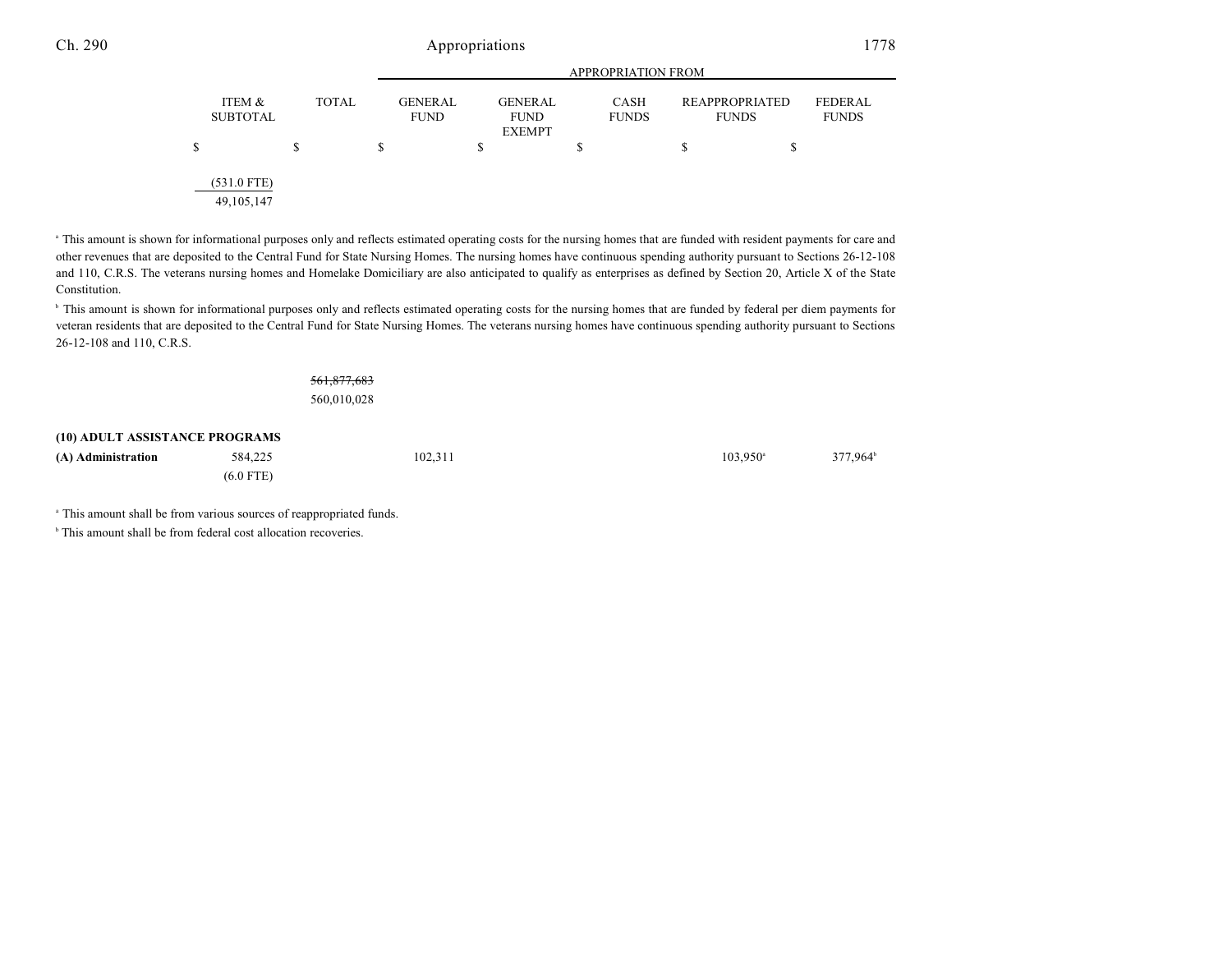| | ITEM & SUBTOTAL | TOTAL | GENERAL FUND | GENERAL FUND EXEMPT | CASH FUNDS | REAPPROPRIATED FUNDS | FEDERAL FUNDS |
|---|---|---|---|---|---|---|---|
| | $ | $ | $ | $ | $ | $ | $ |
| | (531.0 FTE) | | | | | | |
| | 49,105,147 | | | | | | |

[a] This amount is shown for informational purposes only and reflects estimated operating costs for the nursing homes that are funded with resident payments for care and other revenues that are deposited to the Central Fund for State Nursing Homes. The nursing homes have continuous spending authority pursuant to Sections 26-12-108 and 110, C.R.S. The veterans nursing homes and Homelake Domiciliary are also anticipated to qualify as enterprises as defined by Section 20, Article X of the State Constitution.

[b] This amount is shown for informational purposes only and reflects estimated operating costs for the nursing homes that are funded by federal per diem payments for veteran residents that are deposited to the Central Fund for State Nursing Homes. The veterans nursing homes have continuous spending authority pursuant to Sections 26-12-108 and 110, C.R.S.

| | ITEM & SUBTOTAL | TOTAL | GENERAL FUND | GENERAL FUND EXEMPT | CASH FUNDS | REAPPROPRIATED FUNDS | FEDERAL FUNDS |
|---|---|---|---|---|---|---|---|
| | | ~~561,877,683~~ | | | | | |
| | | 560,010,028 | | | | | |
| **(10) ADULT ASSISTANCE PROGRAMS** | | | | | | | |
| **(A) Administration** | 584,225 | | 102,311 | | | 103,950[a] | 377,964[b] |
| | (6.0 FTE) | | | | | | |

[a] This amount shall be from various sources of reappropriated funds.

[b] This amount shall be from federal cost allocation recoveries.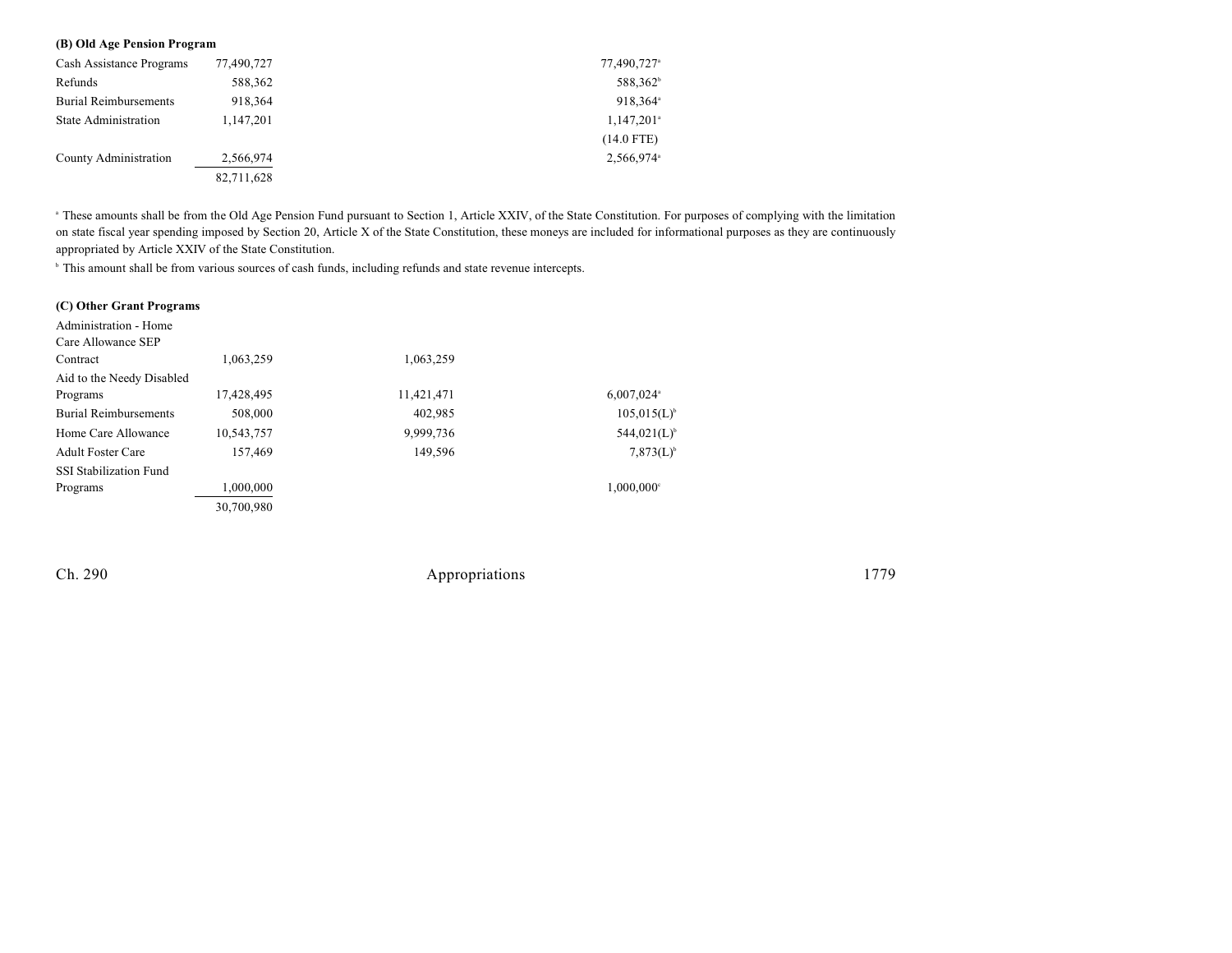**(B) Old Age Pension Program**

| | | | |
|---|---|---|---|
| Cash Assistance Programs | 77,490,727 | | 77,490,727[a] |
| Refunds | 588,362 | | 588,362[b] |
| Burial Reimbursements | 918,364 | | 918,364[a] |
| State Administration | 1,147,201 | | 1,147,201[a] |
| | | | (14.0 FTE) |
| County Administration | 2,566,974 | | 2,566,974[a] |
| | 82,711,628 | | |

[a] These amounts shall be from the Old Age Pension Fund pursuant to Section 1, Article XXIV, of the State Constitution. For purposes of complying with the limitation on state fiscal year spending imposed by Section 20, Article X of the State Constitution, these moneys are included for informational purposes as they are continuously appropriated by Article XXIV of the State Constitution.

[b] This amount shall be from various sources of cash funds, including refunds and state revenue intercepts.

**(C) Other Grant Programs**

| | | | |
|---|---|---|---|
| Administration - Home Care Allowance SEP Contract | 1,063,259 | 1,063,259 | |
| Aid to the Needy Disabled Programs | 17,428,495 | 11,421,471 | 6,007,024[a] |
| Burial Reimbursements | 508,000 | 402,985 | 105,015(L)[b] |
| Home Care Allowance | 10,543,757 | 9,999,736 | 544,021(L)[b] |
| Adult Foster Care | 157,469 | 149,596 | 7,873(L)[b] |
| SSI Stabilization Fund Programs | 1,000,000 | | 1,000,000[c] |
| | 30,700,980 | | |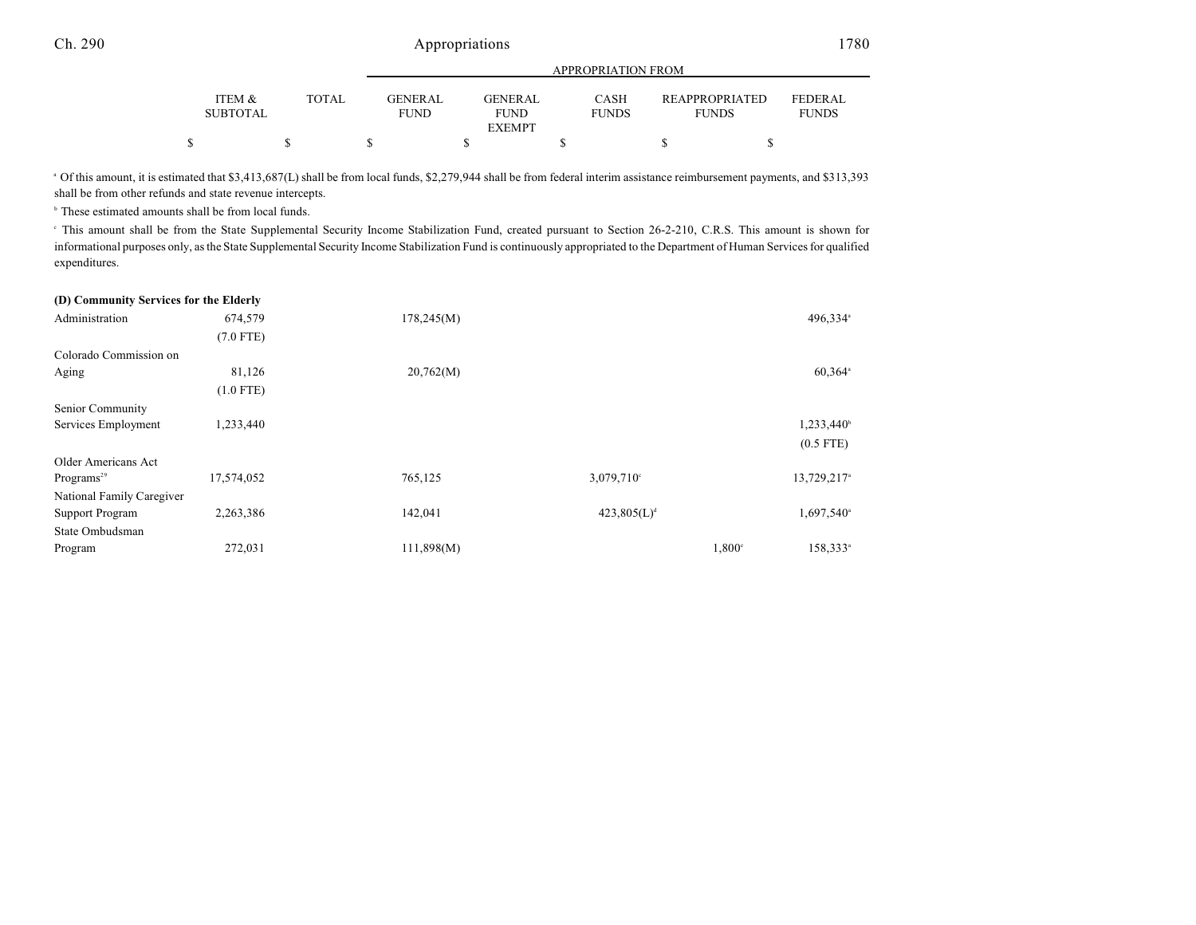| | ITEM & SUBTOTAL | TOTAL | GENERAL FUND | GENERAL FUND EXEMPT | CASH FUNDS | REAPPROPRIATED FUNDS | FEDERAL FUNDS |
|---|---|---|---|---|---|---|---|
| | $ | $ | $ | $ | $ | $ | $ |

[a] Of this amount, it is estimated that $3,413,687(L) shall be from local funds, $2,279,944 shall be from federal interim assistance reimbursement payments, and $313,393 shall be from other refunds and state revenue intercepts.

[b] These estimated amounts shall be from local funds.

[c] This amount shall be from the State Supplemental Security Income Stabilization Fund, created pursuant to Section 26-2-210, C.R.S. This amount is shown for informational purposes only, as the State Supplemental Security Income Stabilization Fund is continuously appropriated to the Department of Human Services for qualified expenditures.

| | ITEM & SUBTOTAL | TOTAL | GENERAL FUND | GENERAL FUND EXEMPT | CASH FUNDS | REAPPROPRIATED FUNDS | FEDERAL FUNDS |
|---|---|---|---|---|---|---|---|
| **(D) Community Services for the Elderly** | | | | | | | |
| Administration | 674,579 | | 178,245(M) | | | | 496,334[a] |
| | (7.0 FTE) | | | | | | |
| Colorado Commission on Aging | 81,126 | | 20,762(M) | | | | 60,364[a] |
| | (1.0 FTE) | | | | | | |
| Senior Community Services Employment | 1,233,440 | | | | | | 1,233,440[b] |
| | | | | | | | (0.5 FTE) |
| Older Americans Act Programs[29] | 17,574,052 | | 765,125 | | 3,079,710[c] | | 13,729,217[a] |
| National Family Caregiver Support Program | 2,263,386 | | 142,041 | | 423,805(L)[d] | | 1,697,540[a] |
| State Ombudsman Program | 272,031 | | 111,898(M) | | | 1,800[e] | 158,333[a] |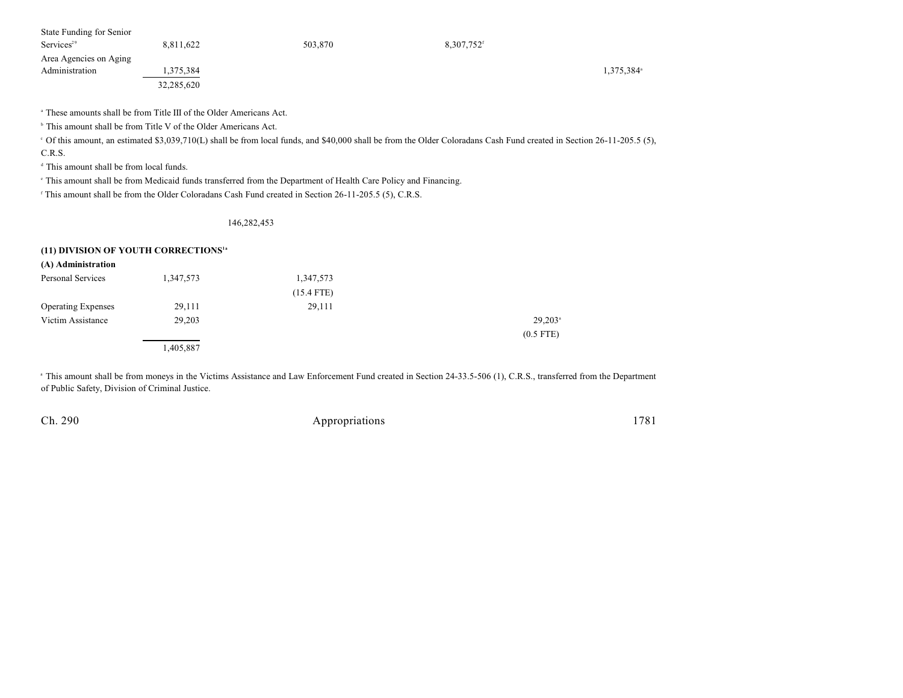| | | | | | |
|---|---|---|---|---|---|
| State Funding for Senior Services[29] | 8,811,622 | 503,870 | 8,307,752[f] | | |
| Area Agencies on Aging Administration | 1,375,384 | | | | 1,375,384[a] |
| | 32,285,620 | | | | |

[a] These amounts shall be from Title III of the Older Americans Act.

[b] This amount shall be from Title V of the Older Americans Act.

[c] Of this amount, an estimated $3,039,710(L) shall be from local funds, and $40,000 shall be from the Older Coloradans Cash Fund created in Section 26-11-205.5 (5), C.R.S.

[d] This amount shall be from local funds.

[e] This amount shall be from Medicaid funds transferred from the Department of Health Care Policy and Financing.

[f] This amount shall be from the Older Coloradans Cash Fund created in Section 26-11-205.5 (5), C.R.S.

146,282,453

**(11) DIVISION OF YOUTH CORRECTIONS[1a]**

**(A) Administration**

| | | | | | |
|---|---|---|---|---|---|
| Personal Services | 1,347,573 | 1,347,573 | | | |
| | | (15.4 FTE) | | | |
| Operating Expenses | 29,111 | 29,111 | | | |
| Victim Assistance | 29,203 | | | 29,203[a] | |
| | | | | (0.5 FTE) | |
| | 1,405,887 | | | | |

[a] This amount shall be from moneys in the Victims Assistance and Law Enforcement Fund created in Section 24-33.5-506 (1), C.R.S., transferred from the Department of Public Safety, Division of Criminal Justice.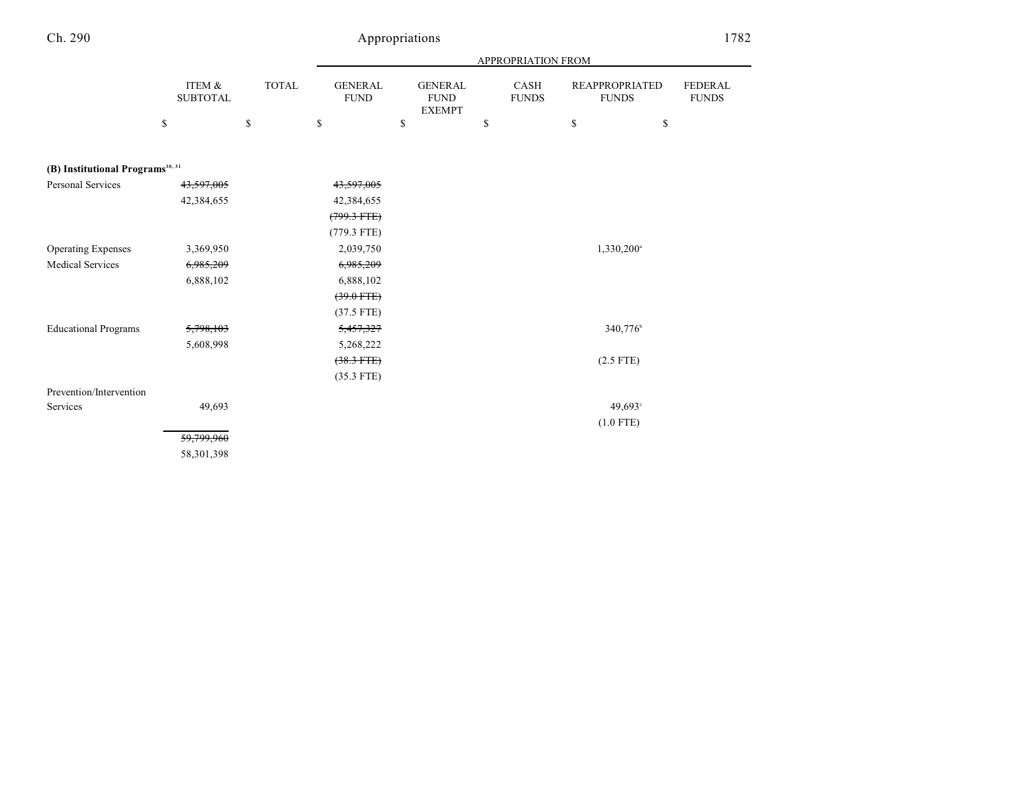| | ITEM & SUBTOTAL | TOTAL | GENERAL FUND | GENERAL FUND EXEMPT | CASH FUNDS | REAPPROPRIATED FUNDS | FEDERAL FUNDS |
|---|---|---|---|---|---|---|---|
| | $ | $ | $ | $ | $ | $ | $ |
| **(B) Institutional Programs**[30, 31] | | | | | | | |
| Personal Services | ~~43,597,005~~ | | ~~43,597,005~~ | | | | |
| | 42,384,655 | | 42,384,655 | | | | |
| | | | ~~(799.3 FTE)~~ | | | | |
| | | | (779.3 FTE) | | | | |
| Operating Expenses | 3,369,950 | | 2,039,750 | | | 1,330,200[a] | |
| Medical Services | ~~6,985,209~~ | | ~~6,985,209~~ | | | | |
| | 6,888,102 | | 6,888,102 | | | | |
| | | | ~~(39.0 FTE)~~ | | | | |
| | | | (37.5 FTE) | | | | |
| Educational Programs | ~~5,798,103~~ | | ~~5,457,327~~ | | | 340,776[b] | |
| | 5,608,998 | | 5,268,222 | | | | |
| | | | ~~(38.3 FTE)~~ | | | (2.5 FTE) | |
| | | | (35.3 FTE) | | | | |
| Prevention/Intervention Services | 49,693 | | | | | 49,693[c] | |
| | | | | | | (1.0 FTE) | |
| | ~~59,799,960~~ | | | | | | |
| | 58,301,398 | | | | | | |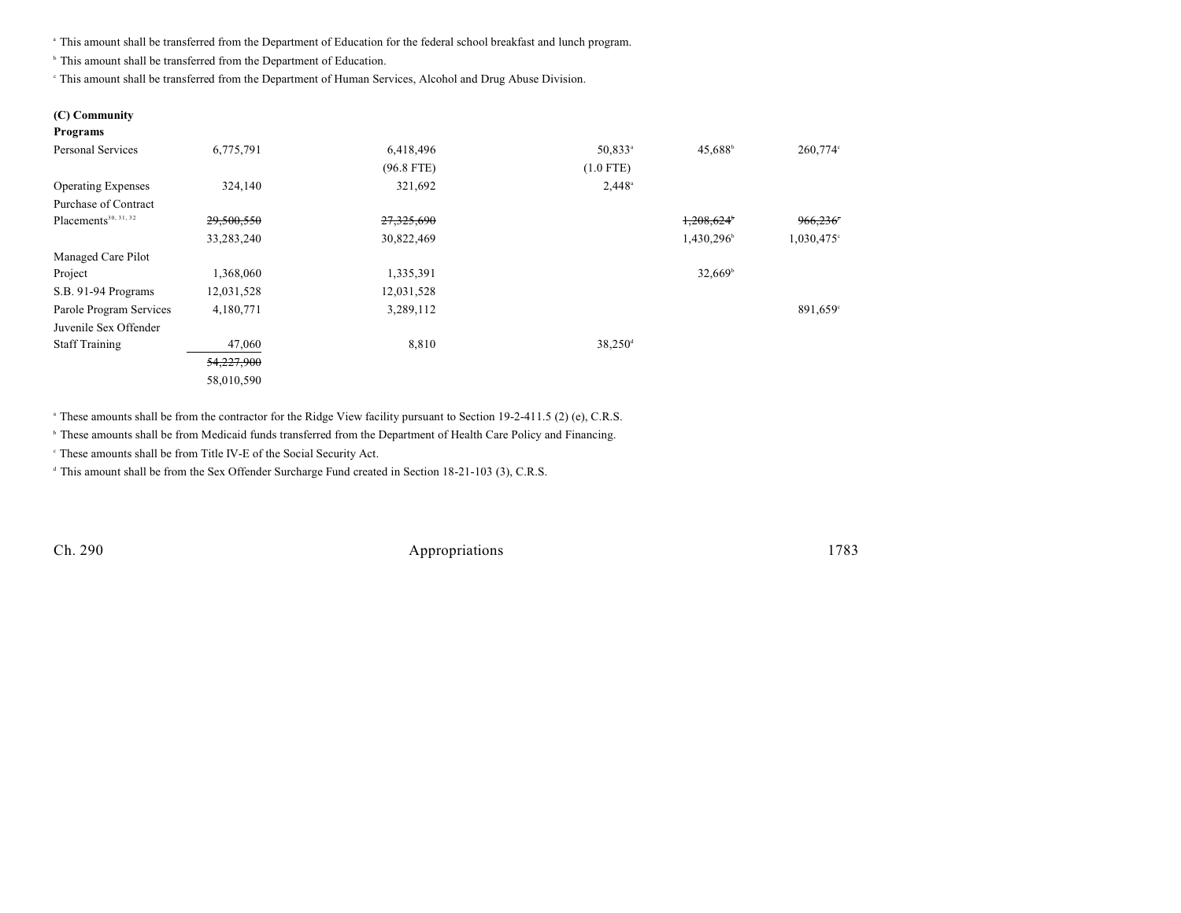[a] This amount shall be transferred from the Department of Education for the federal school breakfast and lunch program.

[b] This amount shall be transferred from the Department of Education.

[c] This amount shall be transferred from the Department of Human Services, Alcohol and Drug Abuse Division.

| | | | | | |
|---|---|---|---|---|---|
| **(C) Community Programs** | | | | | |
| Personal Services | 6,775,791 | 6,418,496 | 50,833[a] | 45,688[b] | 260,774[c] |
| | | (96.8 FTE) | (1.0 FTE) | | |
| Operating Expenses | 324,140 | 321,692 | 2,448[a] | | |
| Purchase of Contract Placements[30, 31, 32] | ~~29,500,550~~ | ~~27,325,690~~ | | ~~1,208,624[b]~~ | ~~966,236[c]~~ |
| | 33,283,240 | 30,822,469 | | 1,430,296[b] | 1,030,475[c] |
| Managed Care Pilot Project | 1,368,060 | 1,335,391 | | 32,669[b] | |
| S.B. 91-94 Programs | 12,031,528 | 12,031,528 | | | |
| Parole Program Services | 4,180,771 | 3,289,112 | | | 891,659[c] |
| Juvenile Sex Offender Staff Training | 47,060 | 8,810 | 38,250[d] | | |
| | ~~54,227,900~~ | | | | |
| | 58,010,590 | | | | |

[a] These amounts shall be from the contractor for the Ridge View facility pursuant to Section 19-2-411.5 (2) (e), C.R.S.

[b] These amounts shall be from Medicaid funds transferred from the Department of Health Care Policy and Financing.

[c] These amounts shall be from Title IV-E of the Social Security Act.

[d] This amount shall be from the Sex Offender Surcharge Fund created in Section 18-21-103 (3), C.R.S.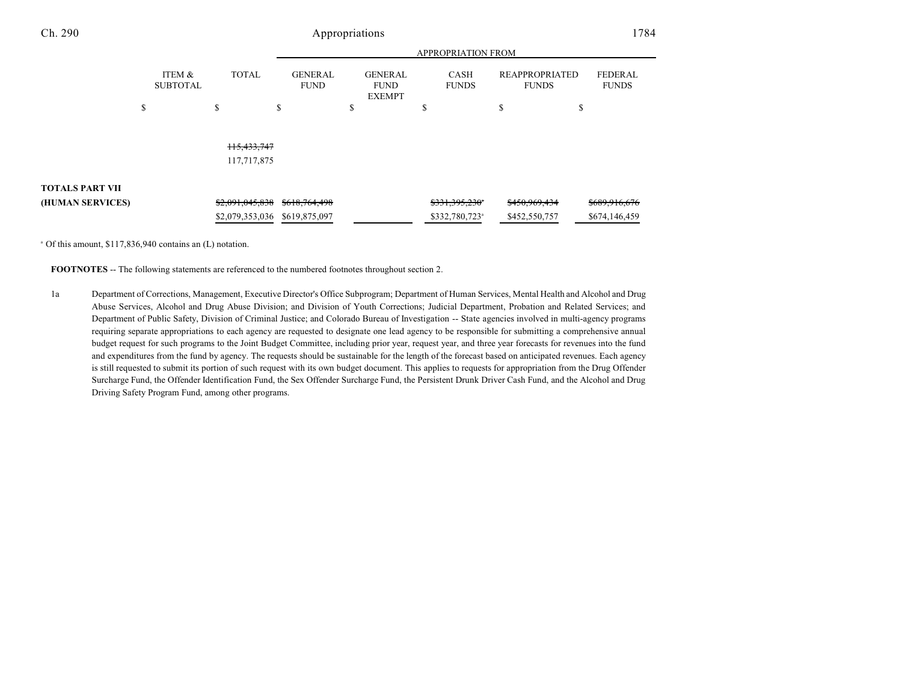| | ITEM & SUBTOTAL | TOTAL | APPROPRIATION FROM | | | | |
|---|---|---|---|---|---|---|---|
| | | | GENERAL FUND | GENERAL FUND EXEMPT | CASH FUNDS | REAPPROPRIATED FUNDS | FEDERAL FUNDS |
| | $ | $ | $ | $ | $ | $ | $ |
| | | ~~115,433,747~~ 117,717,875 | | | | | |
| **TOTALS PART VII (HUMAN SERVICES)** | | ~~$2,091,045,838~~ $2,079,353,036 | ~~$618,764,498~~ $619,875,097 | | ~~$331,395,230~~[a] $332,780,723[a] | ~~$450,969,434~~ $452,550,757 | ~~$689,916,676~~ $674,146,459 |

[a] Of this amount, $117,836,940 contains an (L) notation.

**FOOTNOTES** -- The following statements are referenced to the numbered footnotes throughout section 2.

1a Department of Corrections, Management, Executive Director's Office Subprogram; Department of Human Services, Mental Health and Alcohol and Drug Abuse Services, Alcohol and Drug Abuse Division; and Division of Youth Corrections; Judicial Department, Probation and Related Services; and Department of Public Safety, Division of Criminal Justice; and Colorado Bureau of Investigation -- State agencies involved in multi-agency programs requiring separate appropriations to each agency are requested to designate one lead agency to be responsible for submitting a comprehensive annual budget request for such programs to the Joint Budget Committee, including prior year, request year, and three year forecasts for revenues into the fund and expenditures from the fund by agency. The requests should be sustainable for the length of the forecast based on anticipated revenues. Each agency is still requested to submit its portion of such request with its own budget document. This applies to requests for appropriation from the Drug Offender Surcharge Fund, the Offender Identification Fund, the Sex Offender Surcharge Fund, the Persistent Drunk Driver Cash Fund, and the Alcohol and Drug Driving Safety Program Fund, among other programs.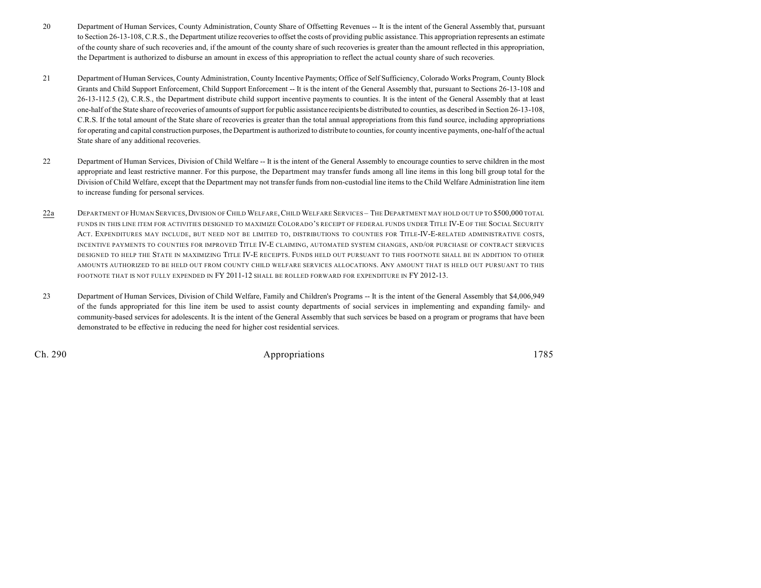20 Department of Human Services, County Administration, County Share of Offsetting Revenues -- It is the intent of the General Assembly that, pursuant to Section 26-13-108, C.R.S., the Department utilize recoveries to offset the costs of providing public assistance. This appropriation represents an estimate of the county share of such recoveries and, if the amount of the county share of such recoveries is greater than the amount reflected in this appropriation, the Department is authorized to disburse an amount in excess of this appropriation to reflect the actual county share of such recoveries.

21 Department of Human Services, County Administration, County Incentive Payments; Office of Self Sufficiency, Colorado Works Program, County Block Grants and Child Support Enforcement, Child Support Enforcement -- It is the intent of the General Assembly that, pursuant to Sections 26-13-108 and 26-13-112.5 (2), C.R.S., the Department distribute child support incentive payments to counties. It is the intent of the General Assembly that at least one-half of the State share of recoveries of amounts of support for public assistance recipients be distributed to counties, as described in Section 26-13-108, C.R.S. If the total amount of the State share of recoveries is greater than the total annual appropriations from this fund source, including appropriations for operating and capital construction purposes, the Department is authorized to distribute to counties, for county incentive payments, one-half of the actual State share of any additional recoveries.

22 Department of Human Services, Division of Child Welfare -- It is the intent of the General Assembly to encourage counties to serve children in the most appropriate and least restrictive manner. For this purpose, the Department may transfer funds among all line items in this long bill group total for the Division of Child Welfare, except that the Department may not transfer funds from non-custodial line items to the Child Welfare Administration line item to increase funding for personal services.

22a DEPARTMENT OF HUMAN SERVICES, DIVISION OF CHILD WELFARE, CHILD WELFARE SERVICES – THE DEPARTMENT MAY HOLD OUT UP TO $500,000 TOTAL FUNDS IN THIS LINE ITEM FOR ACTIVITIES DESIGNED TO MAXIMIZE COLORADO'S RECEIPT OF FEDERAL FUNDS UNDER TITLE IV-E OF THE SOCIAL SECURITY ACT. EXPENDITURES MAY INCLUDE, BUT NEED NOT BE LIMITED TO, DISTRIBUTIONS TO COUNTIES FOR TITLE-IV-E-RELATED ADMINISTRATIVE COSTS, INCENTIVE PAYMENTS TO COUNTIES FOR IMPROVED TITLE IV-E CLAIMING, AUTOMATED SYSTEM CHANGES, AND/OR PURCHASE OF CONTRACT SERVICES DESIGNED TO HELP THE STATE IN MAXIMIZING TITLE IV-E RECEIPTS. FUNDS HELD OUT PURSUANT TO THIS FOOTNOTE SHALL BE IN ADDITION TO OTHER AMOUNTS AUTHORIZED TO BE HELD OUT FROM COUNTY CHILD WELFARE SERVICES ALLOCATIONS. ANY AMOUNT THAT IS HELD OUT PURSUANT TO THIS FOOTNOTE THAT IS NOT FULLY EXPENDED IN FY 2011-12 SHALL BE ROLLED FORWARD FOR EXPENDITURE IN FY 2012-13.

23 Department of Human Services, Division of Child Welfare, Family and Children's Programs -- It is the intent of the General Assembly that $4,006,949 of the funds appropriated for this line item be used to assist county departments of social services in implementing and expanding family- and community-based services for adolescents. It is the intent of the General Assembly that such services be based on a program or programs that have been demonstrated to be effective in reducing the need for higher cost residential services.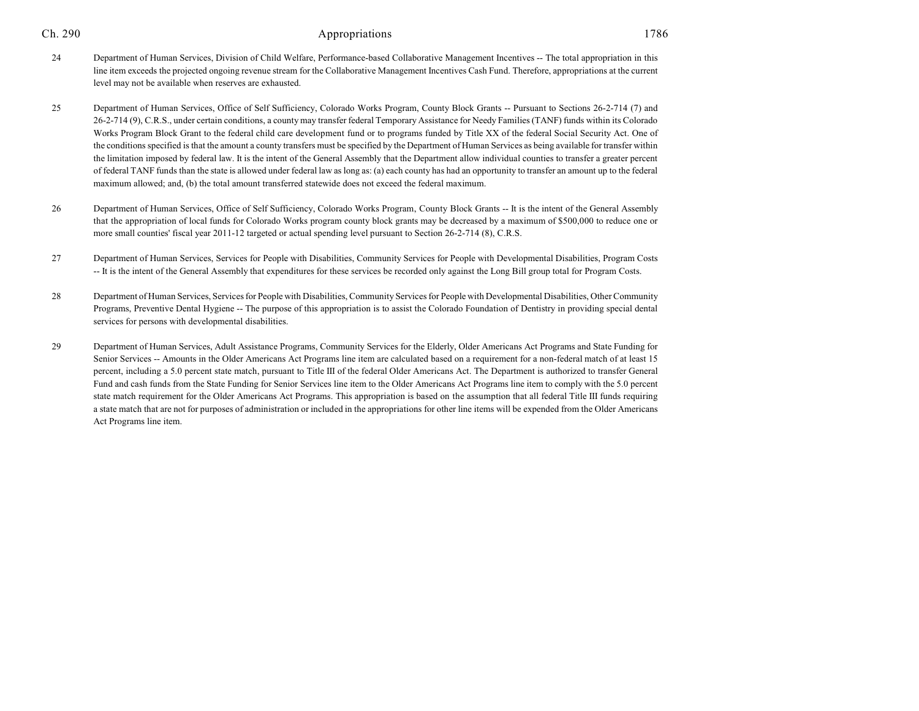24 Department of Human Services, Division of Child Welfare, Performance-based Collaborative Management Incentives -- The total appropriation in this line item exceeds the projected ongoing revenue stream for the Collaborative Management Incentives Cash Fund. Therefore, appropriations at the current level may not be available when reserves are exhausted.

25 Department of Human Services, Office of Self Sufficiency, Colorado Works Program, County Block Grants -- Pursuant to Sections 26-2-714 (7) and 26-2-714 (9), C.R.S., under certain conditions, a county may transfer federal Temporary Assistance for Needy Families (TANF) funds within its Colorado Works Program Block Grant to the federal child care development fund or to programs funded by Title XX of the federal Social Security Act. One of the conditions specified is that the amount a county transfers must be specified by the Department of Human Services as being available for transfer within the limitation imposed by federal law. It is the intent of the General Assembly that the Department allow individual counties to transfer a greater percent of federal TANF funds than the state is allowed under federal law as long as: (a) each county has had an opportunity to transfer an amount up to the federal maximum allowed; and, (b) the total amount transferred statewide does not exceed the federal maximum.

26 Department of Human Services, Office of Self Sufficiency, Colorado Works Program, County Block Grants -- It is the intent of the General Assembly that the appropriation of local funds for Colorado Works program county block grants may be decreased by a maximum of $500,000 to reduce one or more small counties' fiscal year 2011-12 targeted or actual spending level pursuant to Section 26-2-714 (8), C.R.S.

27 Department of Human Services, Services for People with Disabilities, Community Services for People with Developmental Disabilities, Program Costs -- It is the intent of the General Assembly that expenditures for these services be recorded only against the Long Bill group total for Program Costs.

28 Department of Human Services, Services for People with Disabilities, Community Services for People with Developmental Disabilities, Other Community Programs, Preventive Dental Hygiene -- The purpose of this appropriation is to assist the Colorado Foundation of Dentistry in providing special dental services for persons with developmental disabilities.

29 Department of Human Services, Adult Assistance Programs, Community Services for the Elderly, Older Americans Act Programs and State Funding for Senior Services -- Amounts in the Older Americans Act Programs line item are calculated based on a requirement for a non-federal match of at least 15 percent, including a 5.0 percent state match, pursuant to Title III of the federal Older Americans Act. The Department is authorized to transfer General Fund and cash funds from the State Funding for Senior Services line item to the Older Americans Act Programs line item to comply with the 5.0 percent state match requirement for the Older Americans Act Programs. This appropriation is based on the assumption that all federal Title III funds requiring a state match that are not for purposes of administration or included in the appropriations for other line items will be expended from the Older Americans Act Programs line item.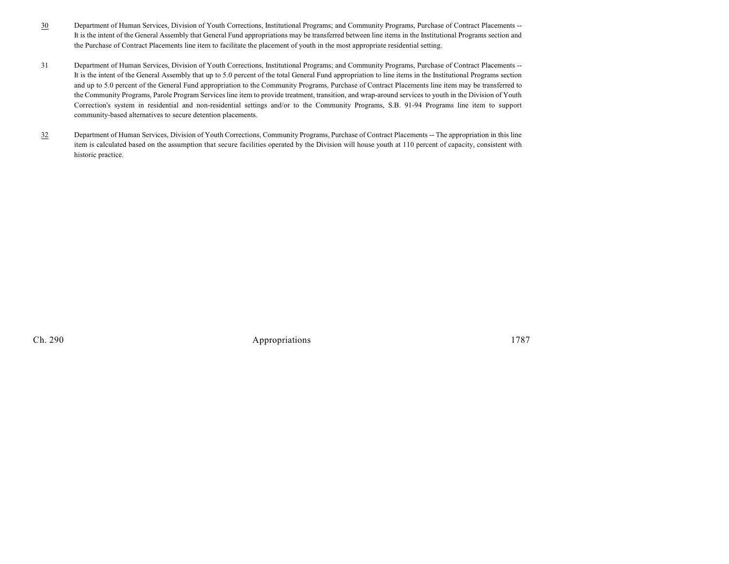30 Department of Human Services, Division of Youth Corrections, Institutional Programs; and Community Programs, Purchase of Contract Placements -- It is the intent of the General Assembly that General Fund appropriations may be transferred between line items in the Institutional Programs section and the Purchase of Contract Placements line item to facilitate the placement of youth in the most appropriate residential setting.

31 Department of Human Services, Division of Youth Corrections, Institutional Programs; and Community Programs, Purchase of Contract Placements -- It is the intent of the General Assembly that up to 5.0 percent of the total General Fund appropriation to line items in the Institutional Programs section and up to 5.0 percent of the General Fund appropriation to the Community Programs, Purchase of Contract Placements line item may be transferred to the Community Programs, Parole Program Services line item to provide treatment, transition, and wrap-around services to youth in the Division of Youth Correction's system in residential and non-residential settings and/or to the Community Programs, S.B. 91-94 Programs line item to support community-based alternatives to secure detention placements.

32 Department of Human Services, Division of Youth Corrections, Community Programs, Purchase of Contract Placements -- The appropriation in this line item is calculated based on the assumption that secure facilities operated by the Division will house youth at 110 percent of capacity, consistent with historic practice.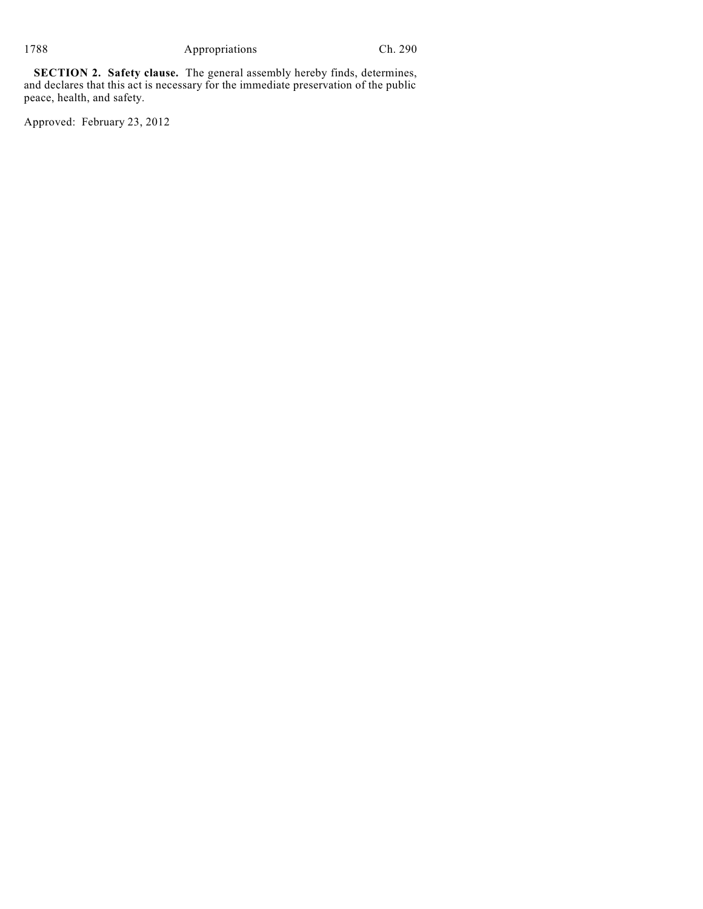**SECTION 2. Safety clause.** The general assembly hereby finds, determines, and declares that this act is necessary for the immediate preservation of the public peace, health, and safety.

Approved: February 23, 2012